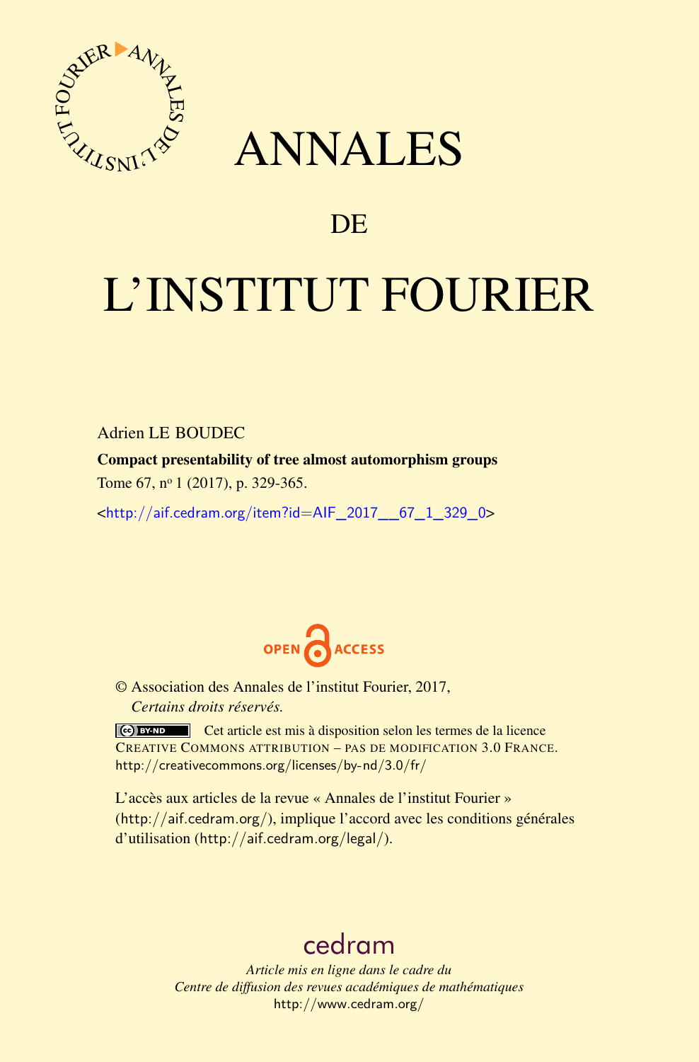# ANNALES

## DE

# L'INSTITUT FOURIER

Adrien LE BOUDEC

**Compact presentability of tree almost automorphism groups**

Tome 67, nº 1 (2017), p. 329-365.

<http://aif.cedram.org/item?id=AIF_2017__67_1_329_0>

OPEN ACCESS

© Association des Annales de l'institut Fourier, 2017,
*Certains droits réservés.*

Cet article est mis à disposition selon les termes de la licence CREATIVE COMMONS ATTRIBUTION – PAS DE MODIFICATION 3.0 FRANCE.
http://creativecommons.org/licenses/by-nd/3.0/fr/

L'accès aux articles de la revue « Annales de l'institut Fourier » (http://aif.cedram.org/), implique l'accord avec les conditions générales d'utilisation (http://aif.cedram.org/legal/).

cedram

*Article mis en ligne dans le cadre du*
*Centre de diffusion des revues académiques de mathématiques*
http://www.cedram.org/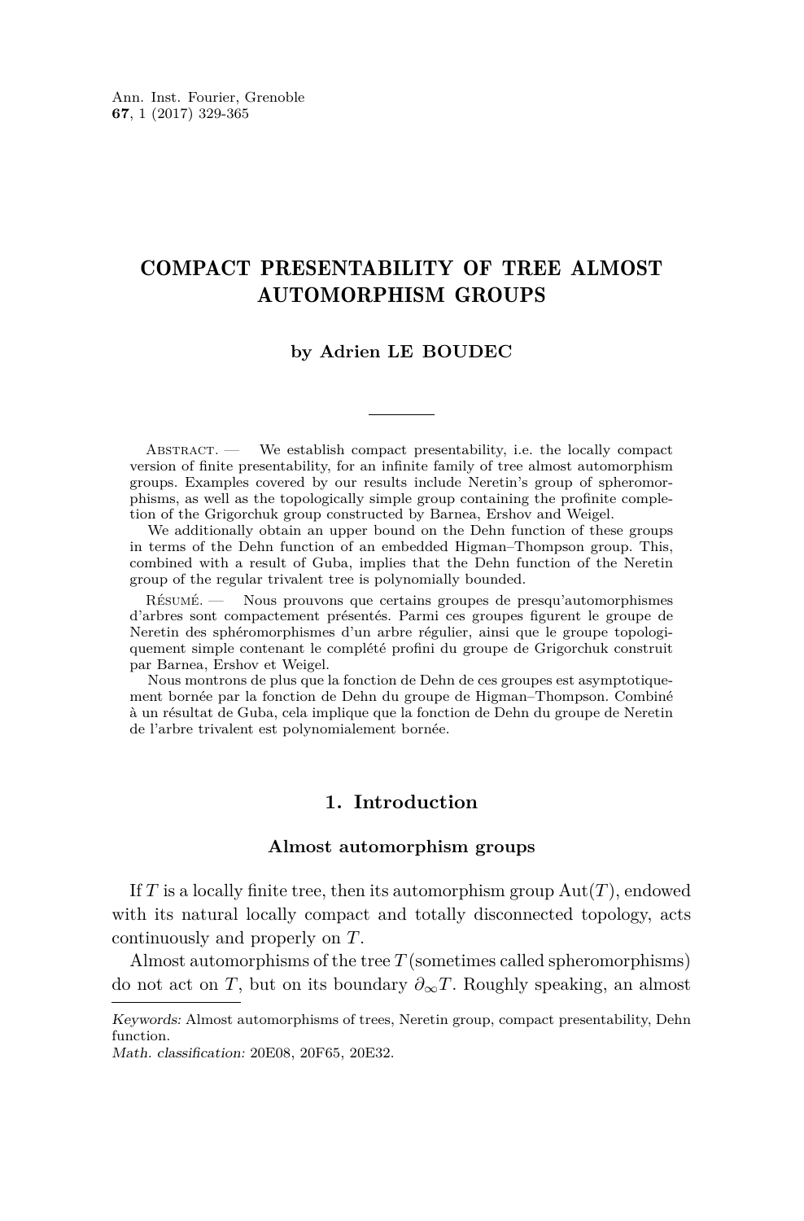# COMPACT PRESENTABILITY OF TREE ALMOST AUTOMORPHISM GROUPS

**by Adrien LE BOUDEC**

Abstract. — We establish compact presentability, i.e. the locally compact version of finite presentability, for an infinite family of tree almost automorphism groups. Examples covered by our results include Neretin's group of spheromorphisms, as well as the topologically simple group containing the profinite completion of the Grigorchuk group constructed by Barnea, Ershov and Weigel.

We additionally obtain an upper bound on the Dehn function of these groups in terms of the Dehn function of an embedded Higman–Thompson group. This, combined with a result of Guba, implies that the Dehn function of the Neretin group of the regular trivalent tree is polynomially bounded.

Résumé. — Nous prouvons que certains groupes de presqu'automorphismes d'arbres sont compactement présentés. Parmi ces groupes figurent le groupe de Neretin des sphéromorphismes d'un arbre régulier, ainsi que le groupe topologiquement simple contenant le complété profini du groupe de Grigorchuk construit par Barnea, Ershov et Weigel.

Nous montrons de plus que la fonction de Dehn de ces groupes est asymptotiquement bornée par la fonction de Dehn du groupe de Higman–Thompson. Combiné à un résultat de Guba, cela implique que la fonction de Dehn du groupe de Neretin de l'arbre trivalent est polynomialement bornée.

## 1. Introduction

### Almost automorphism groups

If $T$ is a locally finite tree, then its automorphism group $\mathrm{Aut}(T)$, endowed with its natural locally compact and totally disconnected topology, acts continuously and properly on $T$.

Almost automorphisms of the tree $T$ (sometimes called spheromorphisms) do not act on $T$, but on its boundary $\partial_\infty T$. Roughly speaking, an almost

*Keywords:* Almost automorphisms of trees, Neretin group, compact presentability, Dehn function.

*Math. classification:* 20E08, 20F65, 20E32.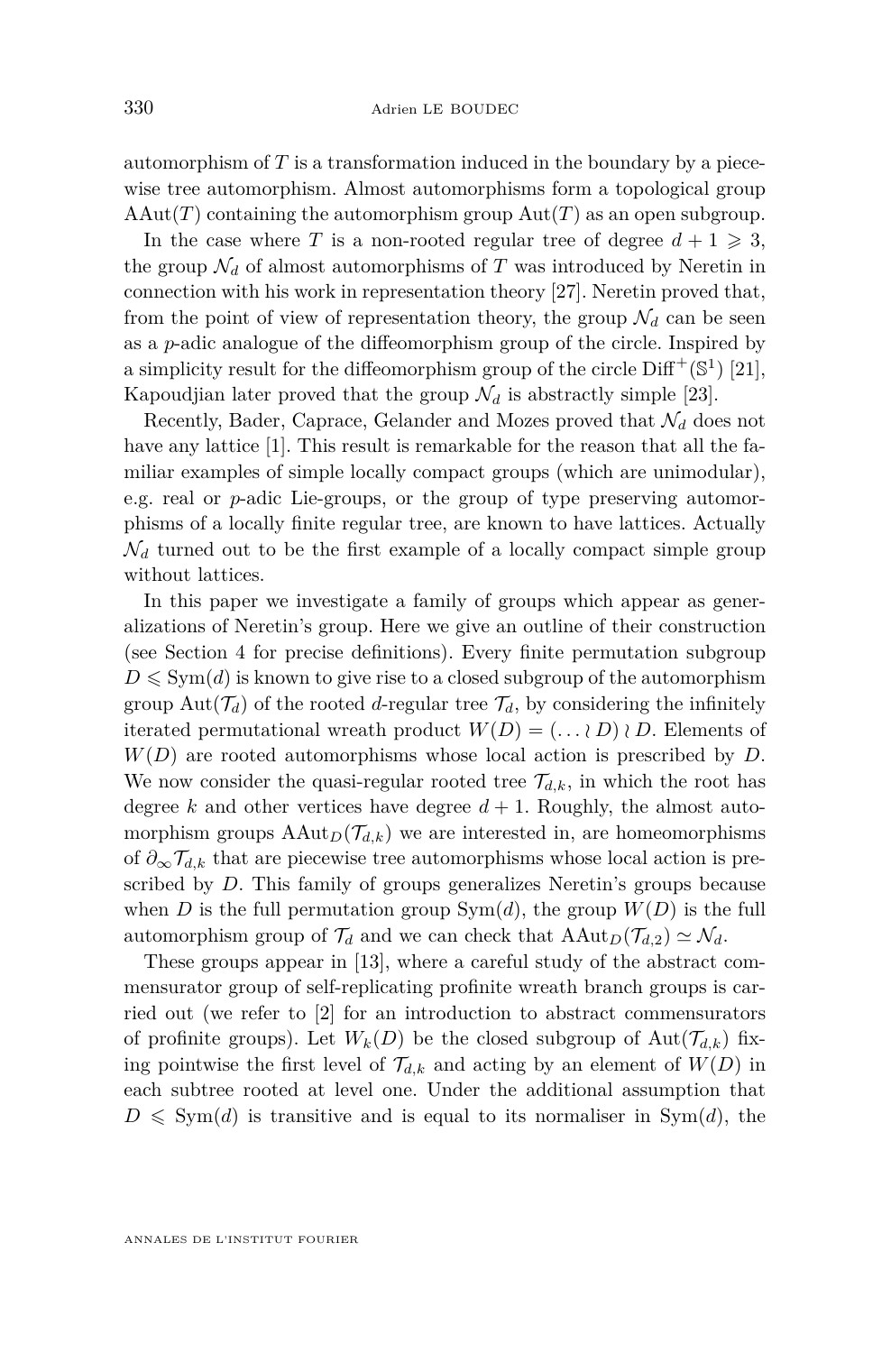automorphism of $T$ is a transformation induced in the boundary by a piecewise tree automorphism. Almost automorphisms form a topological group $\mathrm{AAut}(T)$ containing the automorphism group $\mathrm{Aut}(T)$ as an open subgroup.

In the case where $T$ is a non-rooted regular tree of degree $d+1 \geqslant 3$, the group $\mathcal{N}_d$ of almost automorphisms of $T$ was introduced by Neretin in connection with his work in representation theory [27]. Neretin proved that, from the point of view of representation theory, the group $\mathcal{N}_d$ can be seen as a $p$-adic analogue of the diffeomorphism group of the circle. Inspired by a simplicity result for the diffeomorphism group of the circle $\mathrm{Diff}^+(\mathbb{S}^1)$ [21], Kapoudjian later proved that the group $\mathcal{N}_d$ is abstractly simple [23].

Recently, Bader, Caprace, Gelander and Mozes proved that $\mathcal{N}_d$ does not have any lattice [1]. This result is remarkable for the reason that all the familiar examples of simple locally compact groups (which are unimodular), e.g. real or $p$-adic Lie-groups, or the group of type preserving automorphisms of a locally finite regular tree, are known to have lattices. Actually $\mathcal{N}_d$ turned out to be the first example of a locally compact simple group without lattices.

In this paper we investigate a family of groups which appear as generalizations of Neretin's group. Here we give an outline of their construction (see Section 4 for precise definitions). Every finite permutation subgroup $D \leqslant \mathrm{Sym}(d)$ is known to give rise to a closed subgroup of the automorphism group $\mathrm{Aut}(\mathcal{T}_d)$ of the rooted $d$-regular tree $\mathcal{T}_d$, by considering the infinitely iterated permutational wreath product $W(D) = (\ldots \wr D) \wr D$. Elements of $W(D)$ are rooted automorphisms whose local action is prescribed by $D$. We now consider the quasi-regular rooted tree $\mathcal{T}_{d,k}$, in which the root has degree $k$ and other vertices have degree $d+1$. Roughly, the almost automorphism groups $\mathrm{AAut}_D(\mathcal{T}_{d,k})$ we are interested in, are homeomorphisms of $\partial_\infty \mathcal{T}_{d,k}$ that are piecewise tree automorphisms whose local action is prescribed by $D$. This family of groups generalizes Neretin's groups because when $D$ is the full permutation group $\mathrm{Sym}(d)$, the group $W(D)$ is the full automorphism group of $\mathcal{T}_d$ and we can check that $\mathrm{AAut}_D(\mathcal{T}_{d,2}) \simeq \mathcal{N}_d$.

These groups appear in [13], where a careful study of the abstract commensurator group of self-replicating profinite wreath branch groups is carried out (we refer to [2] for an introduction to abstract commensurators of profinite groups). Let $W_k(D)$ be the closed subgroup of $\mathrm{Aut}(\mathcal{T}_{d,k})$ fixing pointwise the first level of $\mathcal{T}_{d,k}$ and acting by an element of $W(D)$ in each subtree rooted at level one. Under the additional assumption that $D \leqslant \mathrm{Sym}(d)$ is transitive and is equal to its normaliser in $\mathrm{Sym}(d)$, the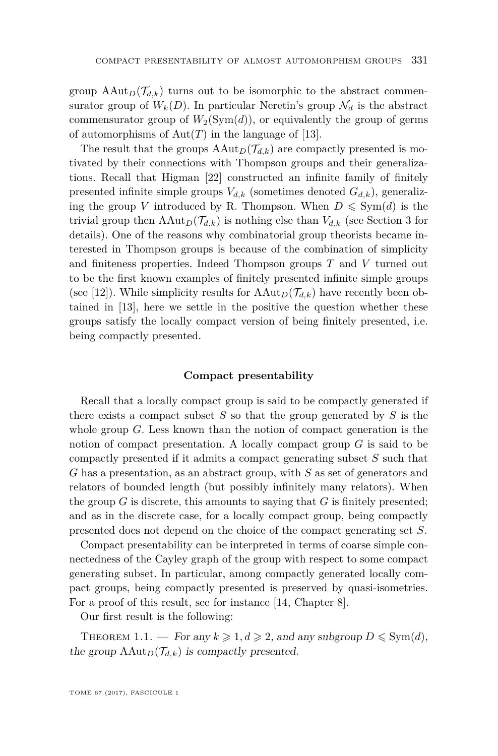group $\mathrm{AAut}_D(\mathcal{T}_{d,k})$ turns out to be isomorphic to the abstract commensurator group of $W_k(D)$. In particular Neretin's group $\mathcal{N}_d$ is the abstract commensurator group of $W_2(\mathrm{Sym}(d))$, or equivalently the group of germs of automorphisms of $\mathrm{Aut}(T)$ in the language of [13].

The result that the groups $\mathrm{AAut}_D(\mathcal{T}_{d,k})$ are compactly presented is motivated by their connections with Thompson groups and their generalizations. Recall that Higman [22] constructed an infinite family of finitely presented infinite simple groups $V_{d,k}$ (sometimes denoted $G_{d,k}$), generalizing the group $V$ introduced by R. Thompson. When $D \leqslant \mathrm{Sym}(d)$ is the trivial group then $\mathrm{AAut}_D(\mathcal{T}_{d,k})$ is nothing else than $V_{d,k}$ (see Section 3 for details). One of the reasons why combinatorial group theorists became interested in Thompson groups is because of the combination of simplicity and finiteness properties. Indeed Thompson groups $T$ and $V$ turned out to be the first known examples of finitely presented infinite simple groups (see [12]). While simplicity results for $\mathrm{AAut}_D(\mathcal{T}_{d,k})$ have recently been obtained in [13], here we settle in the positive the question whether these groups satisfy the locally compact version of being finitely presented, i.e. being compactly presented.

### Compact presentability

Recall that a locally compact group is said to be compactly generated if there exists a compact subset $S$ so that the group generated by $S$ is the whole group $G$. Less known than the notion of compact generation is the notion of compact presentation. A locally compact group $G$ is said to be compactly presented if it admits a compact generating subset $S$ such that $G$ has a presentation, as an abstract group, with $S$ as set of generators and relators of bounded length (but possibly infinitely many relators). When the group $G$ is discrete, this amounts to saying that $G$ is finitely presented; and as in the discrete case, for a locally compact group, being compactly presented does not depend on the choice of the compact generating set $S$.

Compact presentability can be interpreted in terms of coarse simple connectedness of the Cayley graph of the group with respect to some compact generating subset. In particular, among compactly generated locally compact groups, being compactly presented is preserved by quasi-isometries. For a proof of this result, see for instance [14, Chapter 8].

Our first result is the following:

Theorem 1.1. — *For any $k \geqslant 1, d \geqslant 2$, and any subgroup $D \leqslant \mathrm{Sym}(d)$, the group $\mathrm{AAut}_D(\mathcal{T}_{d,k})$ is compactly presented.*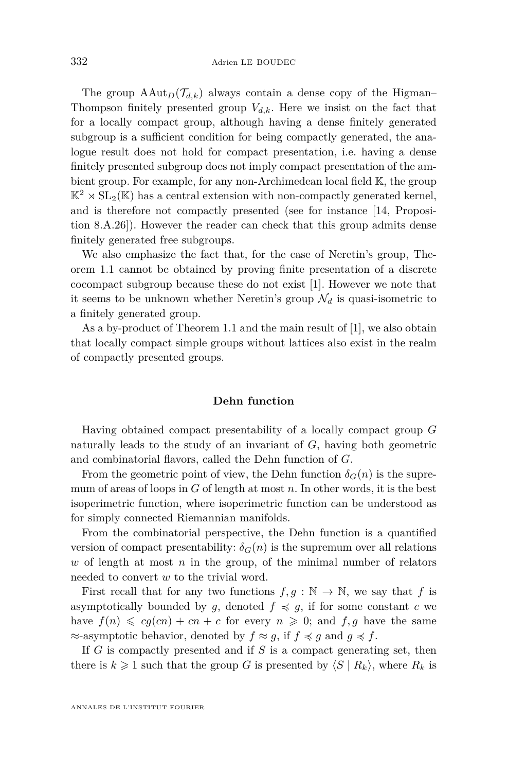The group $\mathrm{AAut}_D(\mathcal{T}_{d,k})$ always contain a dense copy of the Higman–Thompson finitely presented group $V_{d,k}$. Here we insist on the fact that for a locally compact group, although having a dense finitely generated subgroup is a sufficient condition for being compactly generated, the analogue result does not hold for compact presentation, i.e. having a dense finitely presented subgroup does not imply compact presentation of the ambient group. For example, for any non-Archimedean local field $\mathbb{K}$, the group $\mathbb{K}^2 \rtimes \mathrm{SL}_2(\mathbb{K})$ has a central extension with non-compactly generated kernel, and is therefore not compactly presented (see for instance [14, Proposition 8.A.26]). However the reader can check that this group admits dense finitely generated free subgroups.

We also emphasize the fact that, for the case of Neretin's group, Theorem 1.1 cannot be obtained by proving finite presentation of a discrete cocompact subgroup because these do not exist [1]. However we note that it seems to be unknown whether Neretin's group $\mathcal{N}_d$ is quasi-isometric to a finitely generated group.

As a by-product of Theorem 1.1 and the main result of [1], we also obtain that locally compact simple groups without lattices also exist in the realm of compactly presented groups.

### Dehn function

Having obtained compact presentability of a locally compact group $G$ naturally leads to the study of an invariant of $G$, having both geometric and combinatorial flavors, called the Dehn function of $G$.

From the geometric point of view, the Dehn function $\delta_G(n)$ is the supremum of areas of loops in $G$ of length at most $n$. In other words, it is the best isoperimetric function, where isoperimetric function can be understood as for simply connected Riemannian manifolds.

From the combinatorial perspective, the Dehn function is a quantified version of compact presentability: $\delta_G(n)$ is the supremum over all relations $w$ of length at most $n$ in the group, of the minimal number of relators needed to convert $w$ to the trivial word.

First recall that for any two functions $f, g : \mathbb{N} \to \mathbb{N}$, we say that $f$ is asymptotically bounded by $g$, denoted $f \preccurlyeq g$, if for some constant $c$ we have $f(n) \leqslant cg(cn) + cn + c$ for every $n \geqslant 0$; and $f, g$ have the same $\approx$-asymptotic behavior, denoted by $f \approx g$, if $f \preccurlyeq g$ and $g \preccurlyeq f$.

If $G$ is compactly presented and if $S$ is a compact generating set, then there is $k \geqslant 1$ such that the group $G$ is presented by $\langle S \mid R_k \rangle$, where $R_k$ is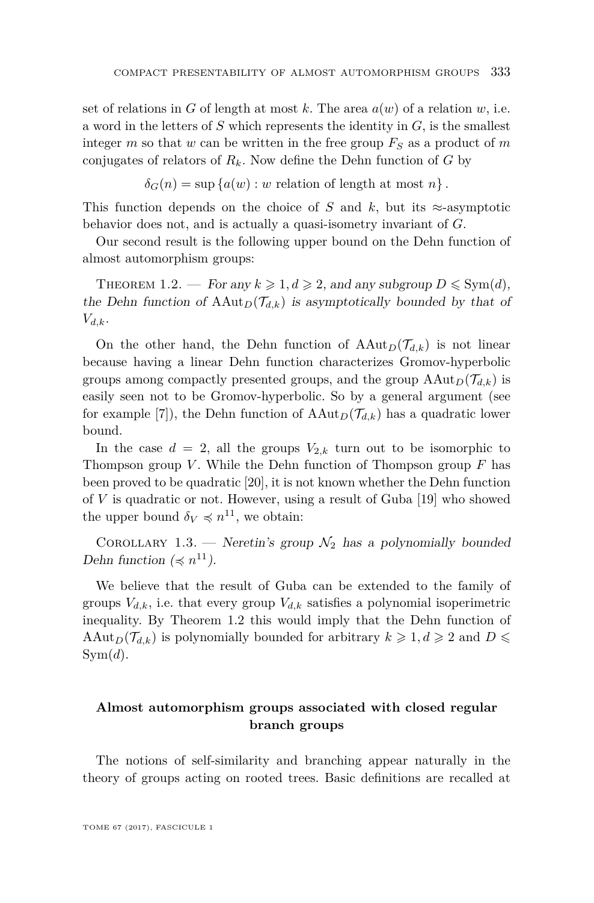set of relations in $G$ of length at most $k$. The area $a(w)$ of a relation $w$, i.e. a word in the letters of $S$ which represents the identity in $G$, is the smallest integer $m$ so that $w$ can be written in the free group $F_S$ as a product of $m$ conjugates of relators of $R_k$. Now define the Dehn function of $G$ by

$$\delta_G(n) = \sup \{a(w) : w \text{ relation of length at most } n\}.$$

This function depends on the choice of $S$ and $k$, but its $\approx$-asymptotic behavior does not, and is actually a quasi-isometry invariant of $G$.

Our second result is the following upper bound on the Dehn function of almost automorphism groups:

Theorem 1.2. — *For any $k \geqslant 1, d \geqslant 2$, and any subgroup $D \leqslant \mathrm{Sym}(d)$, the Dehn function of $\mathrm{AAut}_D(\mathcal{T}_{d,k})$ is asymptotically bounded by that of $V_{d,k}$.*

On the other hand, the Dehn function of $\mathrm{AAut}_D(\mathcal{T}_{d,k})$ is not linear because having a linear Dehn function characterizes Gromov-hyperbolic groups among compactly presented groups, and the group $\mathrm{AAut}_D(\mathcal{T}_{d,k})$ is easily seen not to be Gromov-hyperbolic. So by a general argument (see for example [7]), the Dehn function of $\mathrm{AAut}_D(\mathcal{T}_{d,k})$ has a quadratic lower bound.

In the case $d = 2$, all the groups $V_{2,k}$ turn out to be isomorphic to Thompson group $V$. While the Dehn function of Thompson group $F$ has been proved to be quadratic [20], it is not known whether the Dehn function of $V$ is quadratic or not. However, using a result of Guba [19] who showed the upper bound $\delta_V \preccurlyeq n^{11}$, we obtain:

Corollary 1.3. — *Neretin's group $\mathcal{N}_2$ has a polynomially bounded Dehn function ($\preccurlyeq n^{11}$).*

We believe that the result of Guba can be extended to the family of groups $V_{d,k}$, i.e. that every group $V_{d,k}$ satisfies a polynomial isoperimetric inequality. By Theorem 1.2 this would imply that the Dehn function of $\mathrm{AAut}_D(\mathcal{T}_{d,k})$ is polynomially bounded for arbitrary $k \geqslant 1, d \geqslant 2$ and $D \leqslant \mathrm{Sym}(d)$.

### Almost automorphism groups associated with closed regular branch groups

The notions of self-similarity and branching appear naturally in the theory of groups acting on rooted trees. Basic definitions are recalled at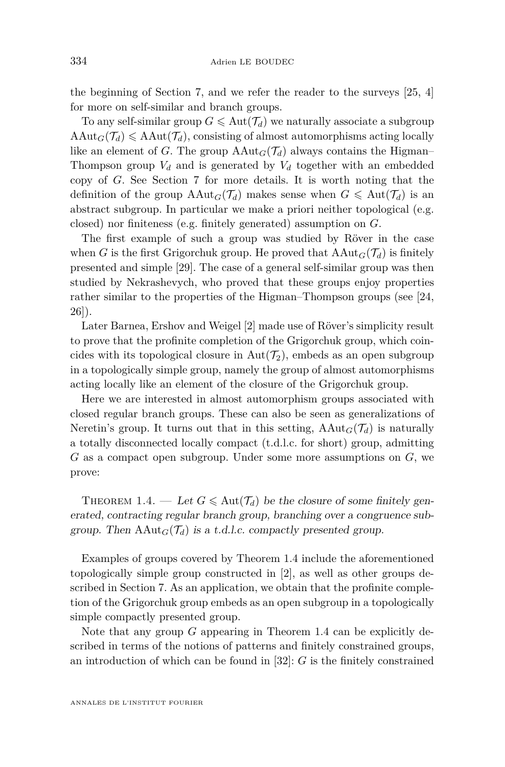the beginning of Section 7, and we refer the reader to the surveys [25, 4] for more on self-similar and branch groups.

To any self-similar group $G \leqslant \mathrm{Aut}(\mathcal{T}_d)$ we naturally associate a subgroup $\mathrm{AAut}_G(\mathcal{T}_d) \leqslant \mathrm{AAut}(\mathcal{T}_d)$, consisting of almost automorphisms acting locally like an element of $G$. The group $\mathrm{AAut}_G(\mathcal{T}_d)$ always contains the Higman–Thompson group $V_d$ and is generated by $V_d$ together with an embedded copy of $G$. See Section 7 for more details. It is worth noting that the definition of the group $\mathrm{AAut}_G(\mathcal{T}_d)$ makes sense when $G \leqslant \mathrm{Aut}(\mathcal{T}_d)$ is an abstract subgroup. In particular we make a priori neither topological (e.g. closed) nor finiteness (e.g. finitely generated) assumption on $G$.

The first example of such a group was studied by Röver in the case when $G$ is the first Grigorchuk group. He proved that $\mathrm{AAut}_G(\mathcal{T}_d)$ is finitely presented and simple [29]. The case of a general self-similar group was then studied by Nekrashevych, who proved that these groups enjoy properties rather similar to the properties of the Higman–Thompson groups (see [24, 26]).

Later Barnea, Ershov and Weigel [2] made use of Röver's simplicity result to prove that the profinite completion of the Grigorchuk group, which coincides with its topological closure in $\mathrm{Aut}(\mathcal{T}_2)$, embeds as an open subgroup in a topologically simple group, namely the group of almost automorphisms acting locally like an element of the closure of the Grigorchuk group.

Here we are interested in almost automorphism groups associated with closed regular branch groups. These can also be seen as generalizations of Neretin's group. It turns out that in this setting, $\mathrm{AAut}_G(\mathcal{T}_d)$ is naturally a totally disconnected locally compact (t.d.l.c. for short) group, admitting $G$ as a compact open subgroup. Under some more assumptions on $G$, we prove:

Theorem 1.4. — *Let $G \leqslant \mathrm{Aut}(\mathcal{T}_d)$ be the closure of some finitely generated, contracting regular branch group, branching over a congruence subgroup. Then $\mathrm{AAut}_G(\mathcal{T}_d)$ is a t.d.l.c. compactly presented group.*

Examples of groups covered by Theorem 1.4 include the aforementioned topologically simple group constructed in [2], as well as other groups described in Section 7. As an application, we obtain that the profinite completion of the Grigorchuk group embeds as an open subgroup in a topologically simple compactly presented group.

Note that any group $G$ appearing in Theorem 1.4 can be explicitly described in terms of the notions of patterns and finitely constrained groups, an introduction of which can be found in [32]: $G$ is the finitely constrained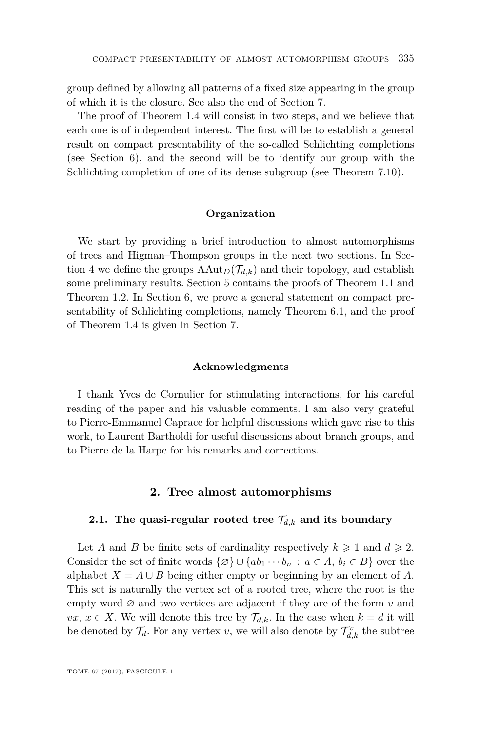group defined by allowing all patterns of a fixed size appearing in the group of which it is the closure. See also the end of Section 7.

The proof of Theorem 1.4 will consist in two steps, and we believe that each one is of independent interest. The first will be to establish a general result on compact presentability of the so-called Schlichting completions (see Section 6), and the second will be to identify our group with the Schlichting completion of one of its dense subgroup (see Theorem 7.10).

#### Organization

We start by providing a brief introduction to almost automorphisms of trees and Higman–Thompson groups in the next two sections. In Section 4 we define the groups $\mathrm{AAut}_D(\mathcal{T}_{d,k})$ and their topology, and establish some preliminary results. Section 5 contains the proofs of Theorem 1.1 and Theorem 1.2. In Section 6, we prove a general statement on compact presentability of Schlichting completions, namely Theorem 6.1, and the proof of Theorem 1.4 is given in Section 7.

#### Acknowledgments

I thank Yves de Cornulier for stimulating interactions, for his careful reading of the paper and his valuable comments. I am also very grateful to Pierre-Emmanuel Caprace for helpful discussions which gave rise to this work, to Laurent Bartholdi for useful discussions about branch groups, and to Pierre de la Harpe for his remarks and corrections.

## 2. Tree almost automorphisms

### 2.1. The quasi-regular rooted tree $\mathcal{T}_{d,k}$ and its boundary

Let $A$ and $B$ be finite sets of cardinality respectively $k \geqslant 1$ and $d \geqslant 2$. Consider the set of finite words $\{\varnothing\} \cup \{ab_1 \cdots b_n \,:\, a \in A,\, b_i \in B\}$ over the alphabet $X = A \cup B$ being either empty or beginning by an element of $A$. This set is naturally the vertex set of a rooted tree, where the root is the empty word $\varnothing$ and two vertices are adjacent if they are of the form $v$ and $vx$, $x \in X$. We will denote this tree by $\mathcal{T}_{d,k}$. In the case when $k = d$ it will be denoted by $\mathcal{T}_d$. For any vertex $v$, we will also denote by $\mathcal{T}_{d,k}^v$ the subtree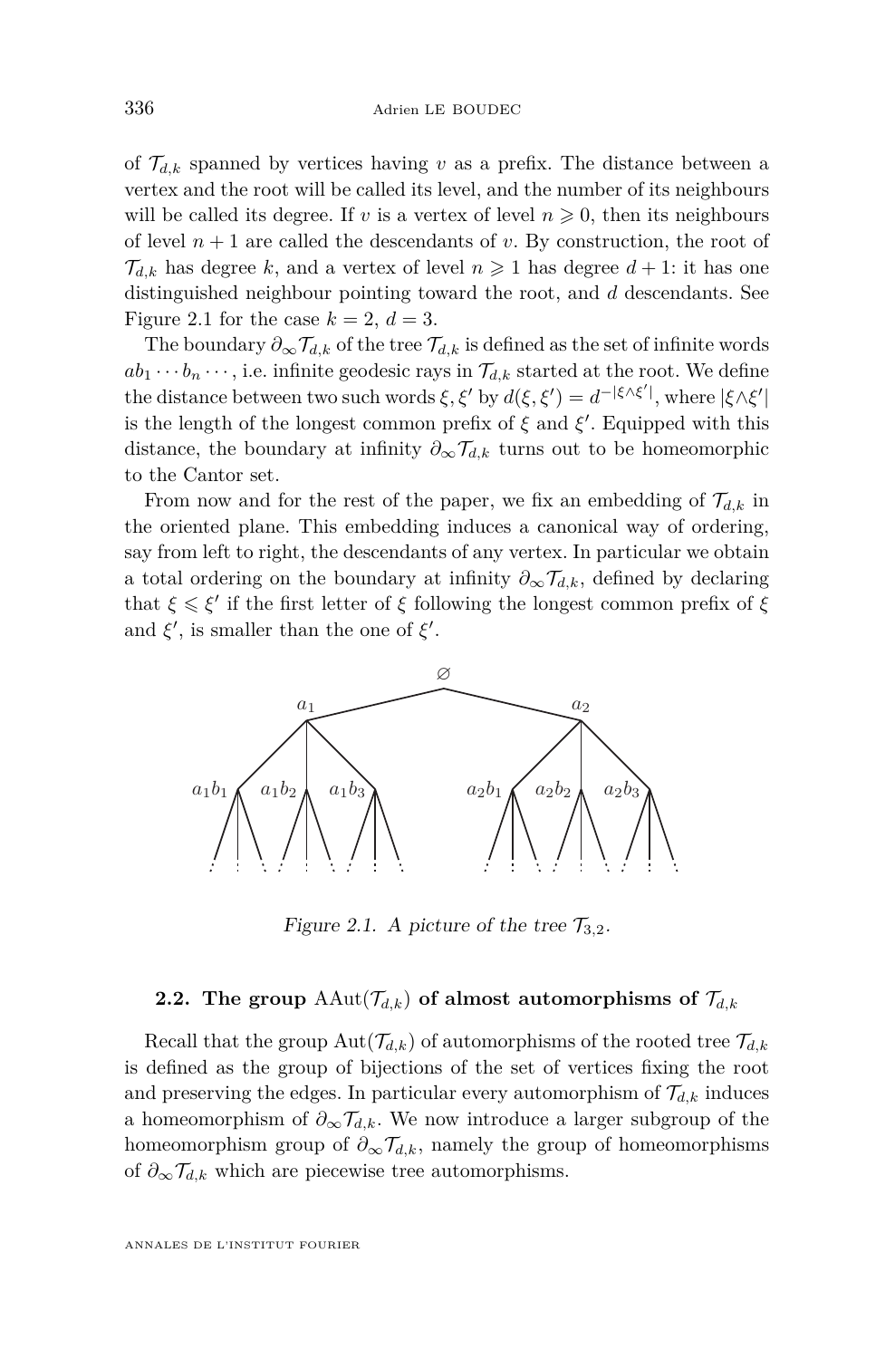of $\mathcal{T}_{d,k}$ spanned by vertices having $v$ as a prefix. The distance between a vertex and the root will be called its level, and the number of its neighbours will be called its degree. If $v$ is a vertex of level $n \geqslant 0$, then its neighbours of level $n+1$ are called the descendants of $v$. By construction, the root of $\mathcal{T}_{d,k}$ has degree $k$, and a vertex of level $n \geqslant 1$ has degree $d+1$: it has one distinguished neighbour pointing toward the root, and $d$ descendants. See Figure 2.1 for the case $k=2$, $d=3$.

The boundary $\partial_\infty \mathcal{T}_{d,k}$ of the tree $\mathcal{T}_{d,k}$ is defined as the set of infinite words $ab_1 \cdots b_n \cdots$, i.e. infinite geodesic rays in $\mathcal{T}_{d,k}$ started at the root. We define the distance between two such words $\xi, \xi'$ by $d(\xi, \xi') = d^{-|\xi \wedge \xi'|}$, where $|\xi \wedge \xi'|$ is the length of the longest common prefix of $\xi$ and $\xi'$. Equipped with this distance, the boundary at infinity $\partial_\infty \mathcal{T}_{d,k}$ turns out to be homeomorphic to the Cantor set.

From now and for the rest of the paper, we fix an embedding of $\mathcal{T}_{d,k}$ in the oriented plane. This embedding induces a canonical way of ordering, say from left to right, the descendants of any vertex. In particular we obtain a total ordering on the boundary at infinity $\partial_\infty \mathcal{T}_{d,k}$, defined by declaring that $\xi \leqslant \xi'$ if the first letter of $\xi$ following the longest common prefix of $\xi$ and $\xi'$, is smaller than the one of $\xi'$.

Figure 2.1. A picture of the tree $\mathcal{T}_{3,2}$.

### 2.2. The group $\mathrm{AAut}(\mathcal{T}_{d,k})$ of almost automorphisms of $\mathcal{T}_{d,k}$

Recall that the group $\mathrm{Aut}(\mathcal{T}_{d,k})$ of automorphisms of the rooted tree $\mathcal{T}_{d,k}$ is defined as the group of bijections of the set of vertices fixing the root and preserving the edges. In particular every automorphism of $\mathcal{T}_{d,k}$ induces a homeomorphism of $\partial_\infty \mathcal{T}_{d,k}$. We now introduce a larger subgroup of the homeomorphism group of $\partial_\infty \mathcal{T}_{d,k}$, namely the group of homeomorphisms of $\partial_\infty \mathcal{T}_{d,k}$ which are piecewise tree automorphisms.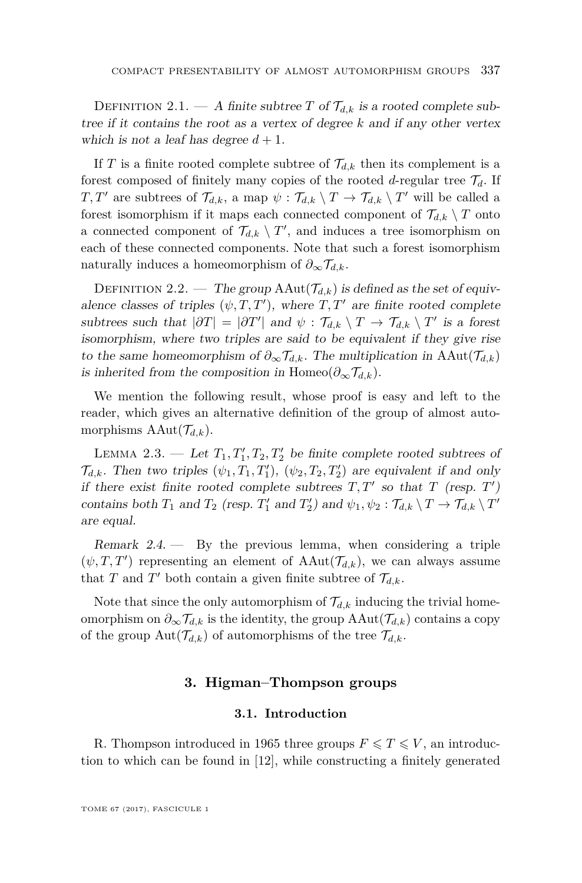Definition 2.1. — *A finite subtree $T$ of $\mathcal{T}_{d,k}$ is a rooted complete subtree if it contains the root as a vertex of degree $k$ and if any other vertex which is not a leaf has degree $d+1$.*

If $T$ is a finite rooted complete subtree of $\mathcal{T}_{d,k}$ then its complement is a forest composed of finitely many copies of the rooted $d$-regular tree $\mathcal{T}_d$. If $T, T'$ are subtrees of $\mathcal{T}_{d,k}$, a map $\psi : \mathcal{T}_{d,k} \setminus T \to \mathcal{T}_{d,k} \setminus T'$ will be called a forest isomorphism if it maps each connected component of $\mathcal{T}_{d,k} \setminus T$ onto a connected component of $\mathcal{T}_{d,k} \setminus T'$, and induces a tree isomorphism on each of these connected components. Note that such a forest isomorphism naturally induces a homeomorphism of $\partial_\infty \mathcal{T}_{d,k}$.

Definition 2.2. — *The group $\mathrm{AAut}(\mathcal{T}_{d,k})$ is defined as the set of equivalence classes of triples $(\psi, T, T')$, where $T, T'$ are finite rooted complete subtrees such that $|\partial T| = |\partial T'|$ and $\psi : \mathcal{T}_{d,k} \setminus T \to \mathcal{T}_{d,k} \setminus T'$ is a forest isomorphism, where two triples are said to be equivalent if they give rise to the same homeomorphism of $\partial_\infty \mathcal{T}_{d,k}$. The multiplication in $\mathrm{AAut}(\mathcal{T}_{d,k})$ is inherited from the composition in $\mathrm{Homeo}(\partial_\infty \mathcal{T}_{d,k})$.*

We mention the following result, whose proof is easy and left to the reader, which gives an alternative definition of the group of almost automorphisms $\mathrm{AAut}(\mathcal{T}_{d,k})$.

Lemma 2.3. — *Let $T_1, T_1', T_2, T_2'$ be finite complete rooted subtrees of $\mathcal{T}_{d,k}$. Then two triples $(\psi_1, T_1, T_1')$, $(\psi_2, T_2, T_2')$ are equivalent if and only if there exist finite rooted complete subtrees $T, T'$ so that $T$ (resp. $T'$) contains both $T_1$ and $T_2$ (resp. $T_1'$ and $T_2'$) and $\psi_1, \psi_2 : \mathcal{T}_{d,k} \setminus T \to \mathcal{T}_{d,k} \setminus T'$ are equal.*

*Remark 2.4.* — By the previous lemma, when considering a triple $(\psi, T, T')$ representing an element of $\mathrm{AAut}(\mathcal{T}_{d,k})$, we can always assume that $T$ and $T'$ both contain a given finite subtree of $\mathcal{T}_{d,k}$.

Note that since the only automorphism of $\mathcal{T}_{d,k}$ inducing the trivial homeomorphism on $\partial_\infty \mathcal{T}_{d,k}$ is the identity, the group $\mathrm{AAut}(\mathcal{T}_{d,k})$ contains a copy of the group $\mathrm{Aut}(\mathcal{T}_{d,k})$ of automorphisms of the tree $\mathcal{T}_{d,k}$.

## 3. Higman–Thompson groups

### 3.1. Introduction

R. Thompson introduced in 1965 three groups $F \leqslant T \leqslant V$, an introduction to which can be found in [12], while constructing a finitely generated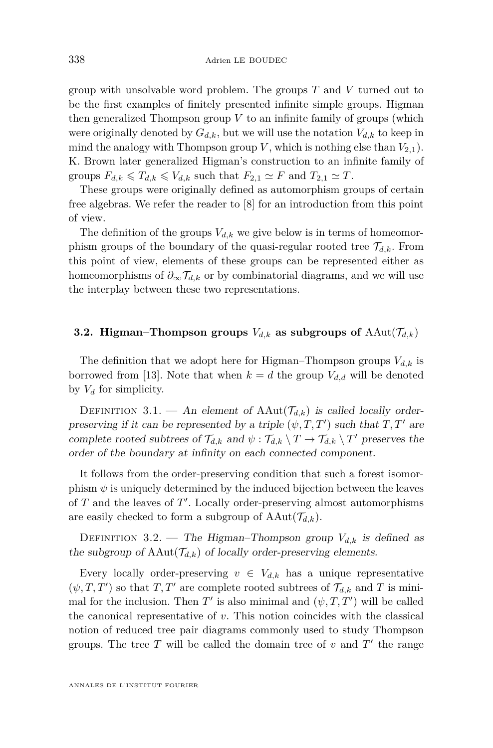group with unsolvable word problem. The groups $T$ and $V$ turned out to be the first examples of finitely presented infinite simple groups. Higman then generalized Thompson group $V$ to an infinite family of groups (which were originally denoted by $G_{d,k}$, but we will use the notation $V_{d,k}$ to keep in mind the analogy with Thompson group $V$, which is nothing else than $V_{2,1}$). K. Brown later generalized Higman's construction to an infinite family of groups $F_{d,k} \leqslant T_{d,k} \leqslant V_{d,k}$ such that $F_{2,1} \simeq F$ and $T_{2,1} \simeq T$.

These groups were originally defined as automorphism groups of certain free algebras. We refer the reader to [8] for an introduction from this point of view.

The definition of the groups $V_{d,k}$ we give below is in terms of homeomorphism groups of the boundary of the quasi-regular rooted tree $\mathcal{T}_{d,k}$. From this point of view, elements of these groups can be represented either as homeomorphisms of $\partial_\infty \mathcal{T}_{d,k}$ or by combinatorial diagrams, and we will use the interplay between these two representations.

### 3.2. Higman–Thompson groups $V_{d,k}$ as subgroups of $\mathrm{AAut}(\mathcal{T}_{d,k})$

The definition that we adopt here for Higman–Thompson groups $V_{d,k}$ is borrowed from [13]. Note that when $k = d$ the group $V_{d,d}$ will be denoted by $V_d$ for simplicity.

Definition 3.1. — *An element of $\mathrm{AAut}(\mathcal{T}_{d,k})$ is called locally order-preserving if it can be represented by a triple $(\psi, T, T')$ such that $T, T'$ are complete rooted subtrees of $\mathcal{T}_{d,k}$ and $\psi : \mathcal{T}_{d,k} \setminus T \to \mathcal{T}_{d,k} \setminus T'$ preserves the order of the boundary at infinity on each connected component.*

It follows from the order-preserving condition that such a forest isomorphism $\psi$ is uniquely determined by the induced bijection between the leaves of $T$ and the leaves of $T'$. Locally order-preserving almost automorphisms are easily checked to form a subgroup of $\mathrm{AAut}(\mathcal{T}_{d,k})$.

Definition 3.2. — *The Higman–Thompson group $V_{d,k}$ is defined as the subgroup of $\mathrm{AAut}(\mathcal{T}_{d,k})$ of locally order-preserving elements.*

Every locally order-preserving $v \in V_{d,k}$ has a unique representative $(\psi, T, T')$ so that $T, T'$ are complete rooted subtrees of $\mathcal{T}_{d,k}$ and $T$ is minimal for the inclusion. Then $T'$ is also minimal and $(\psi, T, T')$ will be called the canonical representative of $v$. This notion coincides with the classical notion of reduced tree pair diagrams commonly used to study Thompson groups. The tree $T$ will be called the domain tree of $v$ and $T'$ the range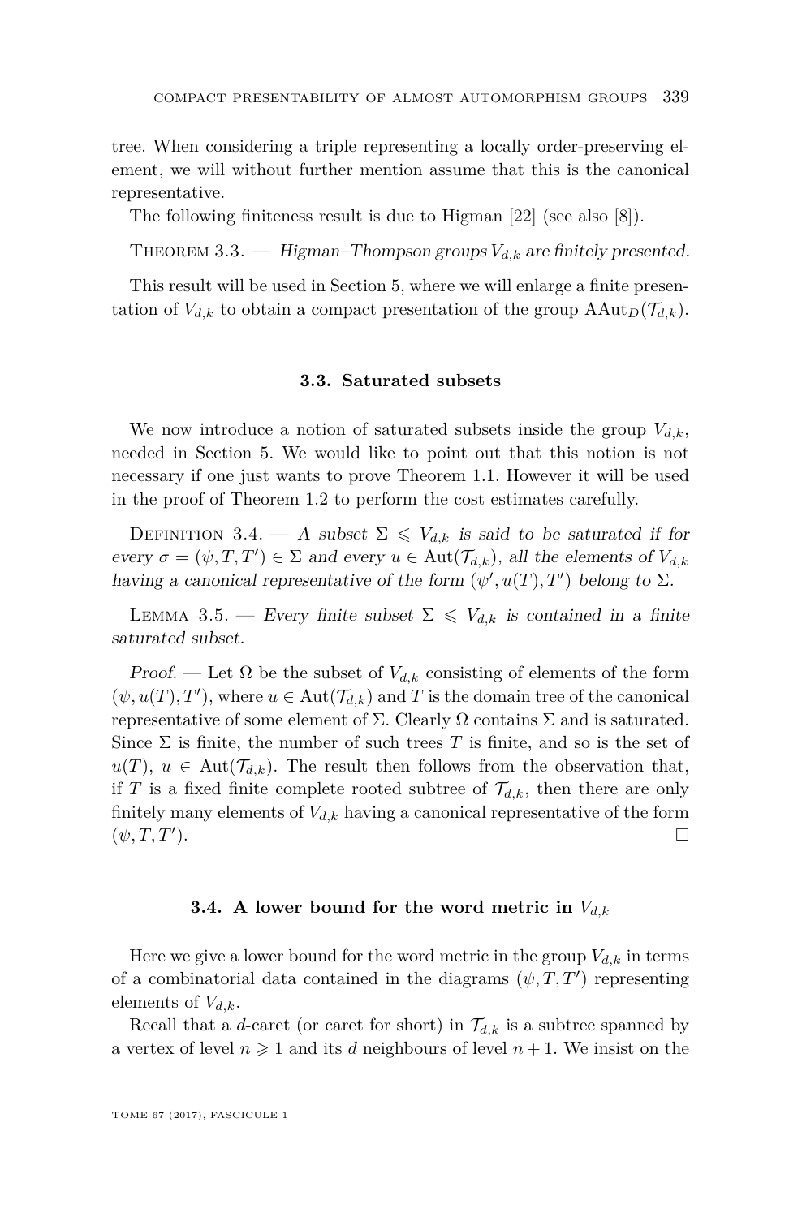tree. When considering a triple representing a locally order-preserving element, we will without further mention assume that this is the canonical representative.

The following finiteness result is due to Higman [22] (see also [8]).

Theorem 3.3. — *Higman–Thompson groups $V_{d,k}$ are finitely presented.*

This result will be used in Section 5, where we will enlarge a finite presentation of $V_{d,k}$ to obtain a compact presentation of the group $\mathrm{AAut}_D(\mathcal{T}_{d,k})$.

### 3.3. Saturated subsets

We now introduce a notion of saturated subsets inside the group $V_{d,k}$, needed in Section 5. We would like to point out that this notion is not necessary if one just wants to prove Theorem 1.1. However it will be used in the proof of Theorem 1.2 to perform the cost estimates carefully.

Definition 3.4. — *A subset $\Sigma \leqslant V_{d,k}$ is said to be saturated if for every $\sigma = (\psi, T, T') \in \Sigma$ and every $u \in \mathrm{Aut}(\mathcal{T}_{d,k})$, all the elements of $V_{d,k}$ having a canonical representative of the form $(\psi', u(T), T')$ belong to $\Sigma$.*

Lemma 3.5. — *Every finite subset $\Sigma \leqslant V_{d,k}$ is contained in a finite saturated subset.*

*Proof.* — Let $\Omega$ be the subset of $V_{d,k}$ consisting of elements of the form $(\psi, u(T), T')$, where $u \in \mathrm{Aut}(\mathcal{T}_{d,k})$ and $T$ is the domain tree of the canonical representative of some element of $\Sigma$. Clearly $\Omega$ contains $\Sigma$ and is saturated. Since $\Sigma$ is finite, the number of such trees $T$ is finite, and so is the set of $u(T)$, $u \in \mathrm{Aut}(\mathcal{T}_{d,k})$. The result then follows from the observation that, if $T$ is a fixed finite complete rooted subtree of $\mathcal{T}_{d,k}$, then there are only finitely many elements of $V_{d,k}$ having a canonical representative of the form $(\psi, T, T')$. □

### 3.4. A lower bound for the word metric in $V_{d,k}$

Here we give a lower bound for the word metric in the group $V_{d,k}$ in terms of a combinatorial data contained in the diagrams $(\psi, T, T')$ representing elements of $V_{d,k}$.

Recall that a $d$-caret (or caret for short) in $\mathcal{T}_{d,k}$ is a subtree spanned by a vertex of level $n \geqslant 1$ and its $d$ neighbours of level $n+1$. We insist on the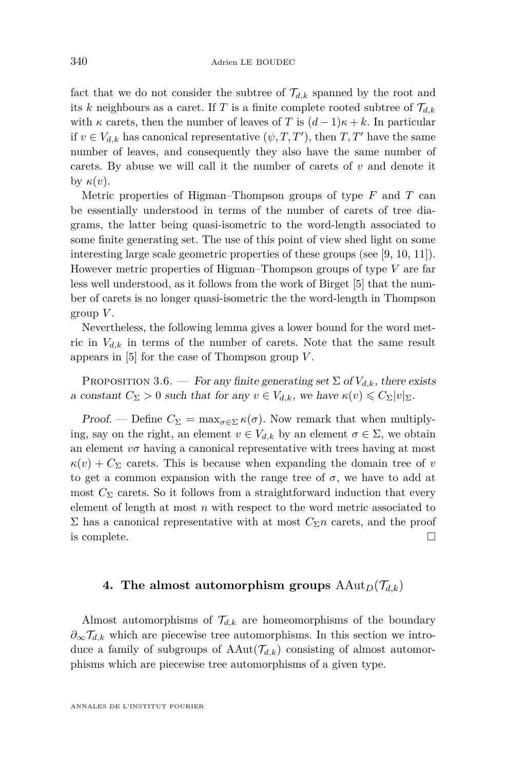fact that we do not consider the subtree of $\mathcal{T}_{d,k}$ spanned by the root and its $k$ neighbours as a caret. If $T$ is a finite complete rooted subtree of $\mathcal{T}_{d,k}$ with $\kappa$ carets, then the number of leaves of $T$ is $(d-1)\kappa + k$. In particular if $v \in V_{d,k}$ has canonical representative $(\psi, T, T')$, then $T, T'$ have the same number of leaves, and consequently they also have the same number of carets. By abuse we will call it the number of carets of $v$ and denote it by $\kappa(v)$.

Metric properties of Higman–Thompson groups of type $F$ and $T$ can be essentially understood in terms of the number of carets of tree diagrams, the latter being quasi-isometric to the word-length associated to some finite generating set. The use of this point of view shed light on some interesting large scale geometric properties of these groups (see [9, 10, 11]). However metric properties of Higman–Thompson groups of type $V$ are far less well understood, as it follows from the work of Birget [5] that the number of carets is no longer quasi-isometric the the word-length in Thompson group $V$.

Nevertheless, the following lemma gives a lower bound for the word metric in $V_{d,k}$ in terms of the number of carets. Note that the same result appears in [5] for the case of Thompson group $V$.

Proposition 3.6. — *For any finite generating set $\Sigma$ of $V_{d,k}$, there exists a constant $C_\Sigma > 0$ such that for any $v \in V_{d,k}$, we have $\kappa(v) \leqslant C_\Sigma |v|_\Sigma$.*

*Proof.* — Define $C_\Sigma = \max_{\sigma \in \Sigma} \kappa(\sigma)$. Now remark that when multiplying, say on the right, an element $v \in V_{d,k}$ by an element $\sigma \in \Sigma$, we obtain an element $v\sigma$ having a canonical representative with trees having at most $\kappa(v) + C_\Sigma$ carets. This is because when expanding the domain tree of $v$ to get a common expansion with the range tree of $\sigma$, we have to add at most $C_\Sigma$ carets. So it follows from a straightforward induction that every element of length at most $n$ with respect to the word metric associated to $\Sigma$ has a canonical representative with at most $C_\Sigma n$ carets, and the proof is complete. □

## 4. The almost automorphism groups $\mathrm{AAut}_D(\mathcal{T}_{d,k})$

Almost automorphisms of $\mathcal{T}_{d,k}$ are homeomorphisms of the boundary $\partial_\infty \mathcal{T}_{d,k}$ which are piecewise tree automorphisms. In this section we introduce a family of subgroups of $\mathrm{AAut}(\mathcal{T}_{d,k})$ consisting of almost automorphisms which are piecewise tree automorphisms of a given type.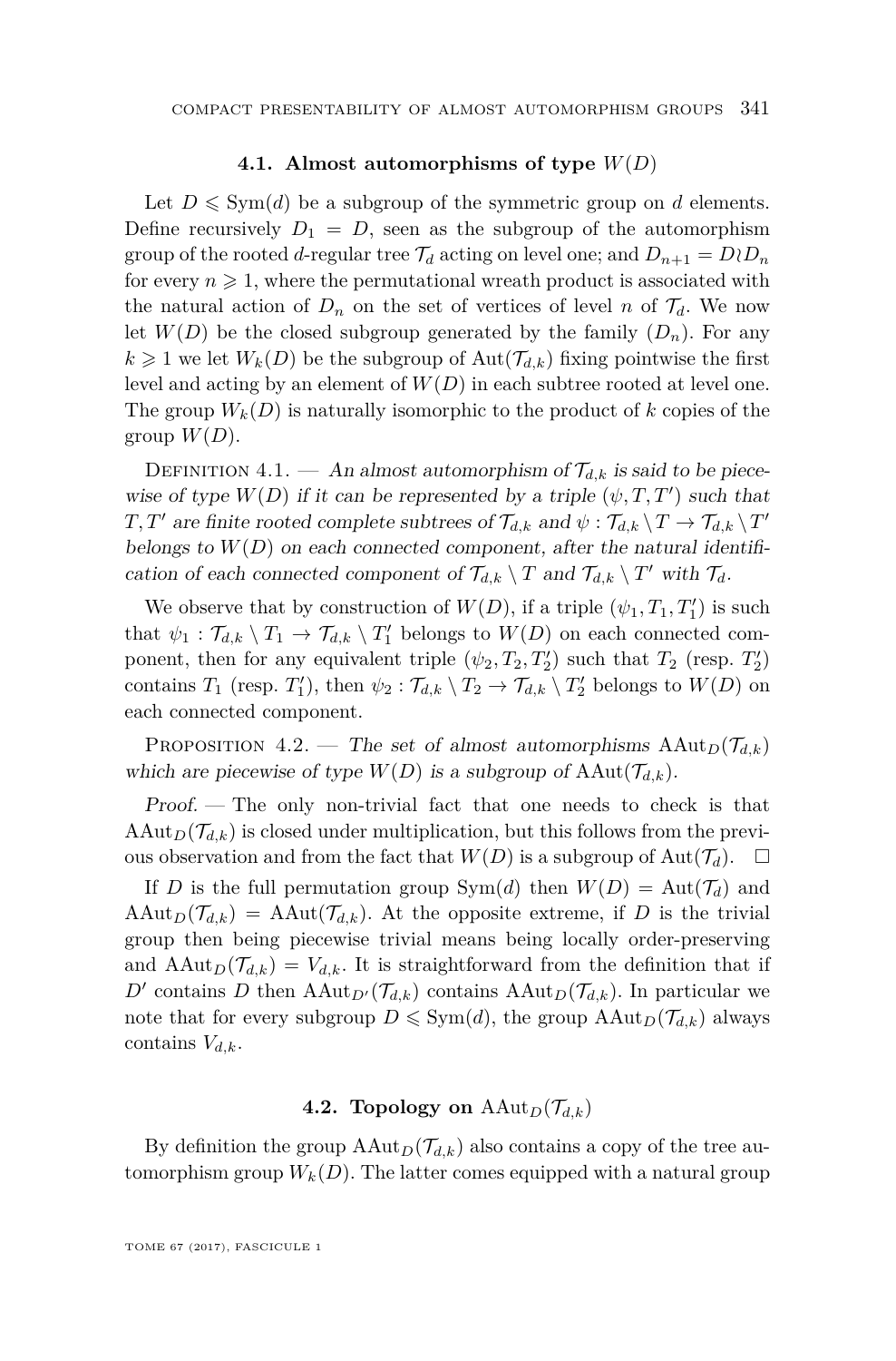### 4.1. Almost automorphisms of type $W(D)$

Let $D \leqslant \mathrm{Sym}(d)$ be a subgroup of the symmetric group on $d$ elements. Define recursively $D_1 = D$, seen as the subgroup of the automorphism group of the rooted $d$-regular tree $\mathcal{T}_d$ acting on level one; and $D_{n+1} = D \wr D_n$ for every $n \geqslant 1$, where the permutational wreath product is associated with the natural action of $D_n$ on the set of vertices of level $n$ of $\mathcal{T}_d$. We now let $W(D)$ be the closed subgroup generated by the family $(D_n)$. For any $k \geqslant 1$ we let $W_k(D)$ be the subgroup of $\mathrm{Aut}(\mathcal{T}_{d,k})$ fixing pointwise the first level and acting by an element of $W(D)$ in each subtree rooted at level one. The group $W_k(D)$ is naturally isomorphic to the product of $k$ copies of the group $W(D)$.

Definition 4.1. — *An almost automorphism of $\mathcal{T}_{d,k}$ is said to be piecewise of type $W(D)$ if it can be represented by a triple $(\psi, T, T')$ such that $T, T'$ are finite rooted complete subtrees of $\mathcal{T}_{d,k}$ and $\psi : \mathcal{T}_{d,k} \setminus T \to \mathcal{T}_{d,k} \setminus T'$ belongs to $W(D)$ on each connected component, after the natural identification of each connected component of $\mathcal{T}_{d,k} \setminus T$ and $\mathcal{T}_{d,k} \setminus T'$ with $\mathcal{T}_d$.*

We observe that by construction of $W(D)$, if a triple $(\psi_1, T_1, T_1')$ is such that $\psi_1 : \mathcal{T}_{d,k} \setminus T_1 \to \mathcal{T}_{d,k} \setminus T_1'$ belongs to $W(D)$ on each connected component, then for any equivalent triple $(\psi_2, T_2, T_2')$ such that $T_2$ (resp. $T_2'$) contains $T_1$ (resp. $T_1'$), then $\psi_2 : \mathcal{T}_{d,k} \setminus T_2 \to \mathcal{T}_{d,k} \setminus T_2'$ belongs to $W(D)$ on each connected component.

Proposition 4.2. — *The set of almost automorphisms $\mathrm{AAut}_D(\mathcal{T}_{d,k})$ which are piecewise of type $W(D)$ is a subgroup of $\mathrm{AAut}(\mathcal{T}_{d,k})$.*

*Proof.* — The only non-trivial fact that one needs to check is that $\mathrm{AAut}_D(\mathcal{T}_{d,k})$ is closed under multiplication, but this follows from the previous observation and from the fact that $W(D)$ is a subgroup of $\mathrm{Aut}(\mathcal{T}_d)$. □

If $D$ is the full permutation group $\mathrm{Sym}(d)$ then $W(D) = \mathrm{Aut}(\mathcal{T}_d)$ and $\mathrm{AAut}_D(\mathcal{T}_{d,k}) = \mathrm{AAut}(\mathcal{T}_{d,k})$. At the opposite extreme, if $D$ is the trivial group then being piecewise trivial means being locally order-preserving and $\mathrm{AAut}_D(\mathcal{T}_{d,k}) = V_{d,k}$. It is straightforward from the definition that if $D'$ contains $D$ then $\mathrm{AAut}_{D'}(\mathcal{T}_{d,k})$ contains $\mathrm{AAut}_D(\mathcal{T}_{d,k})$. In particular we note that for every subgroup $D \leqslant \mathrm{Sym}(d)$, the group $\mathrm{AAut}_D(\mathcal{T}_{d,k})$ always contains $V_{d,k}$.

### 4.2. Topology on $\mathrm{AAut}_D(\mathcal{T}_{d,k})$

By definition the group $\mathrm{AAut}_D(\mathcal{T}_{d,k})$ also contains a copy of the tree automorphism group $W_k(D)$. The latter comes equipped with a natural group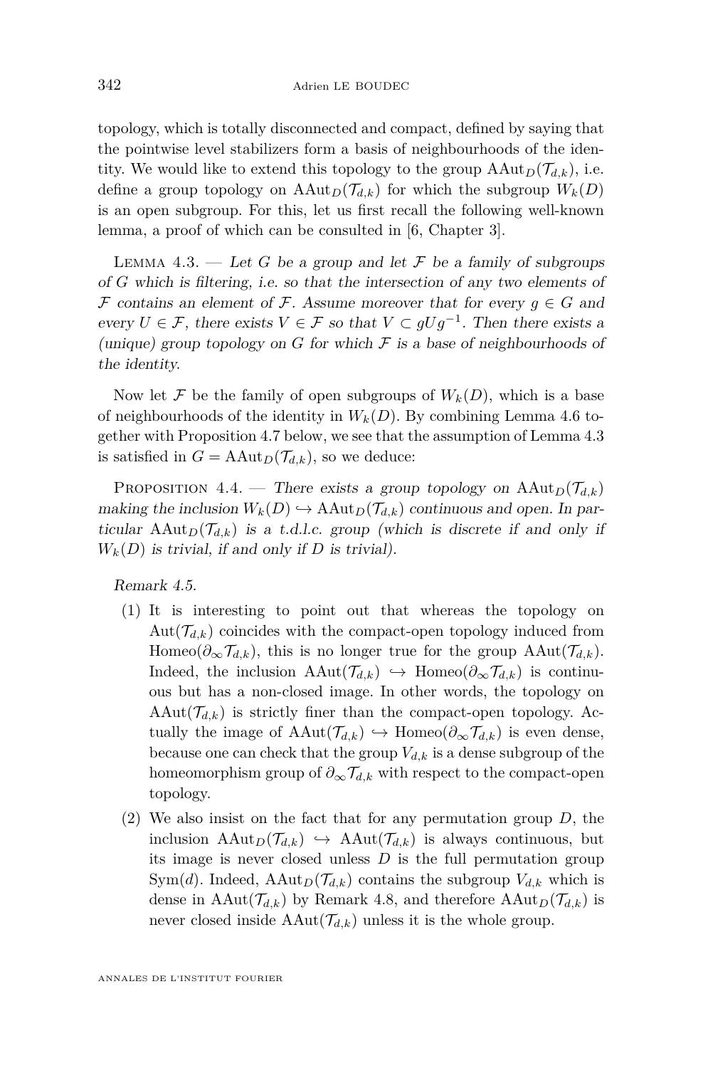topology, which is totally disconnected and compact, defined by saying that the pointwise level stabilizers form a basis of neighbourhoods of the identity. We would like to extend this topology to the group $\mathrm{AAut}_D(\mathcal{T}_{d,k})$, i.e. define a group topology on $\mathrm{AAut}_D(\mathcal{T}_{d,k})$ for which the subgroup $W_k(D)$ is an open subgroup. For this, let us first recall the following well-known lemma, a proof of which can be consulted in [6, Chapter 3].

Lemma 4.3. — *Let $G$ be a group and let $\mathcal{F}$ be a family of subgroups of $G$ which is filtering, i.e. so that the intersection of any two elements of $\mathcal{F}$ contains an element of $\mathcal{F}$. Assume moreover that for every $g \in G$ and every $U \in \mathcal{F}$, there exists $V \in \mathcal{F}$ so that $V \subset gUg^{-1}$. Then there exists a (unique) group topology on $G$ for which $\mathcal{F}$ is a base of neighbourhoods of the identity.*

Now let $\mathcal{F}$ be the family of open subgroups of $W_k(D)$, which is a base of neighbourhoods of the identity in $W_k(D)$. By combining Lemma 4.6 together with Proposition 4.7 below, we see that the assumption of Lemma 4.3 is satisfied in $G = \mathrm{AAut}_D(\mathcal{T}_{d,k})$, so we deduce:

Proposition 4.4. — *There exists a group topology on $\mathrm{AAut}_D(\mathcal{T}_{d,k})$ making the inclusion $W_k(D) \hookrightarrow \mathrm{AAut}_D(\mathcal{T}_{d,k})$ continuous and open. In particular $\mathrm{AAut}_D(\mathcal{T}_{d,k})$ is a t.d.l.c. group (which is discrete if and only if $W_k(D)$ is trivial, if and only if $D$ is trivial).*

*Remark 4.5.*

1. It is interesting to point out that whereas the topology on $\mathrm{Aut}(\mathcal{T}_{d,k})$ coincides with the compact-open topology induced from $\mathrm{Homeo}(\partial_\infty \mathcal{T}_{d,k})$, this is no longer true for the group $\mathrm{AAut}(\mathcal{T}_{d,k})$. Indeed, the inclusion $\mathrm{AAut}(\mathcal{T}_{d,k}) \hookrightarrow \mathrm{Homeo}(\partial_\infty \mathcal{T}_{d,k})$ is continuous but has a non-closed image. In other words, the topology on $\mathrm{AAut}(\mathcal{T}_{d,k})$ is strictly finer than the compact-open topology. Actually the image of $\mathrm{AAut}(\mathcal{T}_{d,k}) \hookrightarrow \mathrm{Homeo}(\partial_\infty \mathcal{T}_{d,k})$ is even dense, because one can check that the group $V_{d,k}$ is a dense subgroup of the homeomorphism group of $\partial_\infty \mathcal{T}_{d,k}$ with respect to the compact-open topology.
2. We also insist on the fact that for any permutation group $D$, the inclusion $\mathrm{AAut}_D(\mathcal{T}_{d,k}) \hookrightarrow \mathrm{AAut}(\mathcal{T}_{d,k})$ is always continuous, but its image is never closed unless $D$ is the full permutation group $\mathrm{Sym}(d)$. Indeed, $\mathrm{AAut}_D(\mathcal{T}_{d,k})$ contains the subgroup $V_{d,k}$ which is dense in $\mathrm{AAut}(\mathcal{T}_{d,k})$ by Remark 4.8, and therefore $\mathrm{AAut}_D(\mathcal{T}_{d,k})$ is never closed inside $\mathrm{AAut}(\mathcal{T}_{d,k})$ unless it is the whole group.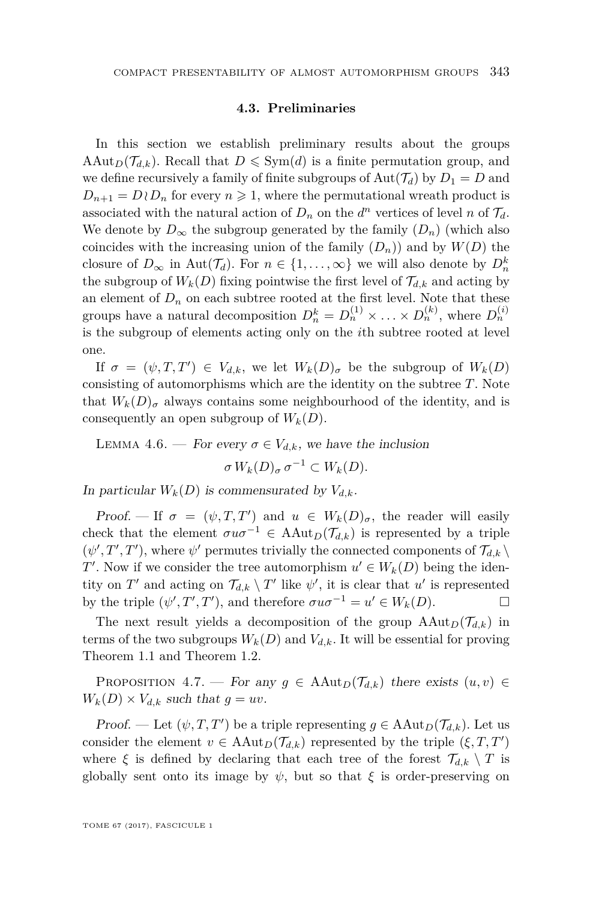### 4.3. Preliminaries

In this section we establish preliminary results about the groups $\mathrm{AAut}_D(\mathcal{T}_{d,k})$. Recall that $D \leqslant \mathrm{Sym}(d)$ is a finite permutation group, and we define recursively a family of finite subgroups of $\mathrm{Aut}(\mathcal{T}_d)$ by $D_1 = D$ and $D_{n+1} = D \wr D_n$ for every $n \geqslant 1$, where the permutational wreath product is associated with the natural action of $D_n$ on the $d^n$ vertices of level $n$ of $\mathcal{T}_d$. We denote by $D_\infty$ the subgroup generated by the family $(D_n)$ (which also coincides with the increasing union of the family $(D_n)$) and by $W(D)$ the closure of $D_\infty$ in $\mathrm{Aut}(\mathcal{T}_d)$. For $n \in \{1, \ldots, \infty\}$ we will also denote by $D_n^k$ the subgroup of $W_k(D)$ fixing pointwise the first level of $\mathcal{T}_{d,k}$ and acting by an element of $D_n$ on each subtree rooted at the first level. Note that these groups have a natural decomposition $D_n^k = D_n^{(1)} \times \ldots \times D_n^{(k)}$, where $D_n^{(i)}$ is the subgroup of elements acting only on the $i$th subtree rooted at level one.

If $\sigma = (\psi, T, T') \in V_{d,k}$, we let $W_k(D)_\sigma$ be the subgroup of $W_k(D)$ consisting of automorphisms which are the identity on the subtree $T$. Note that $W_k(D)_\sigma$ always contains some neighbourhood of the identity, and is consequently an open subgroup of $W_k(D)$.

Lemma 4.6. — *For every $\sigma \in V_{d,k}$, we have the inclusion*

$$\sigma\, W_k(D)_\sigma\, \sigma^{-1} \subset W_k(D).$$

*In particular $W_k(D)$ is commensurated by $V_{d,k}$.*

*Proof.* — If $\sigma = (\psi, T, T')$ and $u \in W_k(D)_\sigma$, the reader will easily check that the element $\sigma u \sigma^{-1} \in \mathrm{AAut}_D(\mathcal{T}_{d,k})$ is represented by a triple $(\psi', T', T')$, where $\psi'$ permutes trivially the connected components of $\mathcal{T}_{d,k} \setminus T'$. Now if we consider the tree automorphism $u' \in W_k(D)$ being the identity on $T'$ and acting on $\mathcal{T}_{d,k} \setminus T'$ like $\psi'$, it is clear that $u'$ is represented by the triple $(\psi', T', T')$, and therefore $\sigma u \sigma^{-1} = u' \in W_k(D)$. □

The next result yields a decomposition of the group $\mathrm{AAut}_D(\mathcal{T}_{d,k})$ in terms of the two subgroups $W_k(D)$ and $V_{d,k}$. It will be essential for proving Theorem 1.1 and Theorem 1.2.

Proposition 4.7. — *For any $g \in \mathrm{AAut}_D(\mathcal{T}_{d,k})$ there exists $(u, v) \in W_k(D) \times V_{d,k}$ such that $g = uv$.*

*Proof.* — Let $(\psi, T, T')$ be a triple representing $g \in \mathrm{AAut}_D(\mathcal{T}_{d,k})$. Let us consider the element $v \in \mathrm{AAut}_D(\mathcal{T}_{d,k})$ represented by the triple $(\xi, T, T')$ where $\xi$ is defined by declaring that each tree of the forest $\mathcal{T}_{d,k} \setminus T$ is globally sent onto its image by $\psi$, but so that $\xi$ is order-preserving on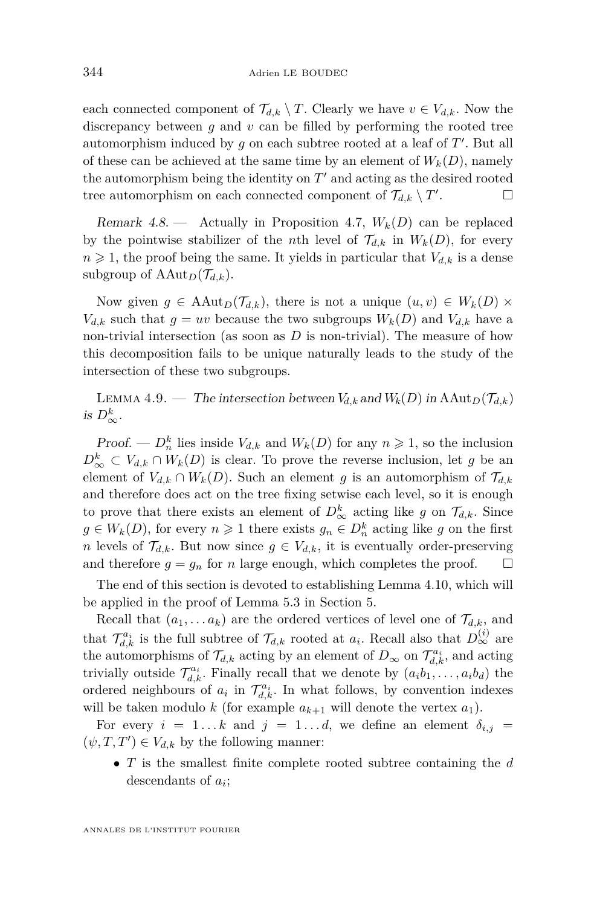each connected component of $\mathcal{T}_{d,k} \setminus T$. Clearly we have $v \in V_{d,k}$. Now the discrepancy between $g$ and $v$ can be filled by performing the rooted tree automorphism induced by $g$ on each subtree rooted at a leaf of $T'$. But all of these can be achieved at the same time by an element of $W_k(D)$, namely the automorphism being the identity on $T'$ and acting as the desired rooted tree automorphism on each connected component of $\mathcal{T}_{d,k} \setminus T'$. □

*Remark 4.8.* — Actually in Proposition 4.7, $W_k(D)$ can be replaced by the pointwise stabilizer of the $n$th level of $\mathcal{T}_{d,k}$ in $W_k(D)$, for every $n \geqslant 1$, the proof being the same. It yields in particular that $V_{d,k}$ is a dense subgroup of $\mathrm{AAut}_D(\mathcal{T}_{d,k})$.

Now given $g \in \mathrm{AAut}_D(\mathcal{T}_{d,k})$, there is not a unique $(u,v) \in W_k(D) \times V_{d,k}$ such that $g = uv$ because the two subgroups $W_k(D)$ and $V_{d,k}$ have a non-trivial intersection (as soon as $D$ is non-trivial). The measure of how this decomposition fails to be unique naturally leads to the study of the intersection of these two subgroups.

Lemma 4.9. — *The intersection between $V_{d,k}$ and $W_k(D)$ in $\mathrm{AAut}_D(\mathcal{T}_{d,k})$ is $D^k_\infty$.*

*Proof.* — $D^k_n$ lies inside $V_{d,k}$ and $W_k(D)$ for any $n \geqslant 1$, so the inclusion $D^k_\infty \subset V_{d,k} \cap W_k(D)$ is clear. To prove the reverse inclusion, let $g$ be an element of $V_{d,k} \cap W_k(D)$. Such an element $g$ is an automorphism of $\mathcal{T}_{d,k}$ and therefore does act on the tree fixing setwise each level, so it is enough to prove that there exists an element of $D^k_\infty$ acting like $g$ on $\mathcal{T}_{d,k}$. Since $g \in W_k(D)$, for every $n \geqslant 1$ there exists $g_n \in D^k_n$ acting like $g$ on the first $n$ levels of $\mathcal{T}_{d,k}$. But now since $g \in V_{d,k}$, it is eventually order-preserving and therefore $g = g_n$ for $n$ large enough, which completes the proof. □

The end of this section is devoted to establishing Lemma 4.10, which will be applied in the proof of Lemma 5.3 in Section 5.

Recall that $(a_1, \dots a_k)$ are the ordered vertices of level one of $\mathcal{T}_{d,k}$, and that $\mathcal{T}^{a_i}_{d,k}$ is the full subtree of $\mathcal{T}_{d,k}$ rooted at $a_i$. Recall also that $D^{(i)}_\infty$ are the automorphisms of $\mathcal{T}_{d,k}$ acting by an element of $D_\infty$ on $\mathcal{T}^{a_i}_{d,k}$, and acting trivially outside $\mathcal{T}^{a_i}_{d,k}$. Finally recall that we denote by $(a_i b_1, \dots, a_i b_d)$ the ordered neighbours of $a_i$ in $\mathcal{T}^{a_i}_{d,k}$. In what follows, by convention indexes will be taken modulo $k$ (for example $a_{k+1}$ will denote the vertex $a_1$).

For every $i = 1 \dots k$ and $j = 1 \dots d$, we define an element $\delta_{i,j} = (\psi, T, T') \in V_{d,k}$ by the following manner:

- $T$ is the smallest finite complete rooted subtree containing the $d$ descendants of $a_i$;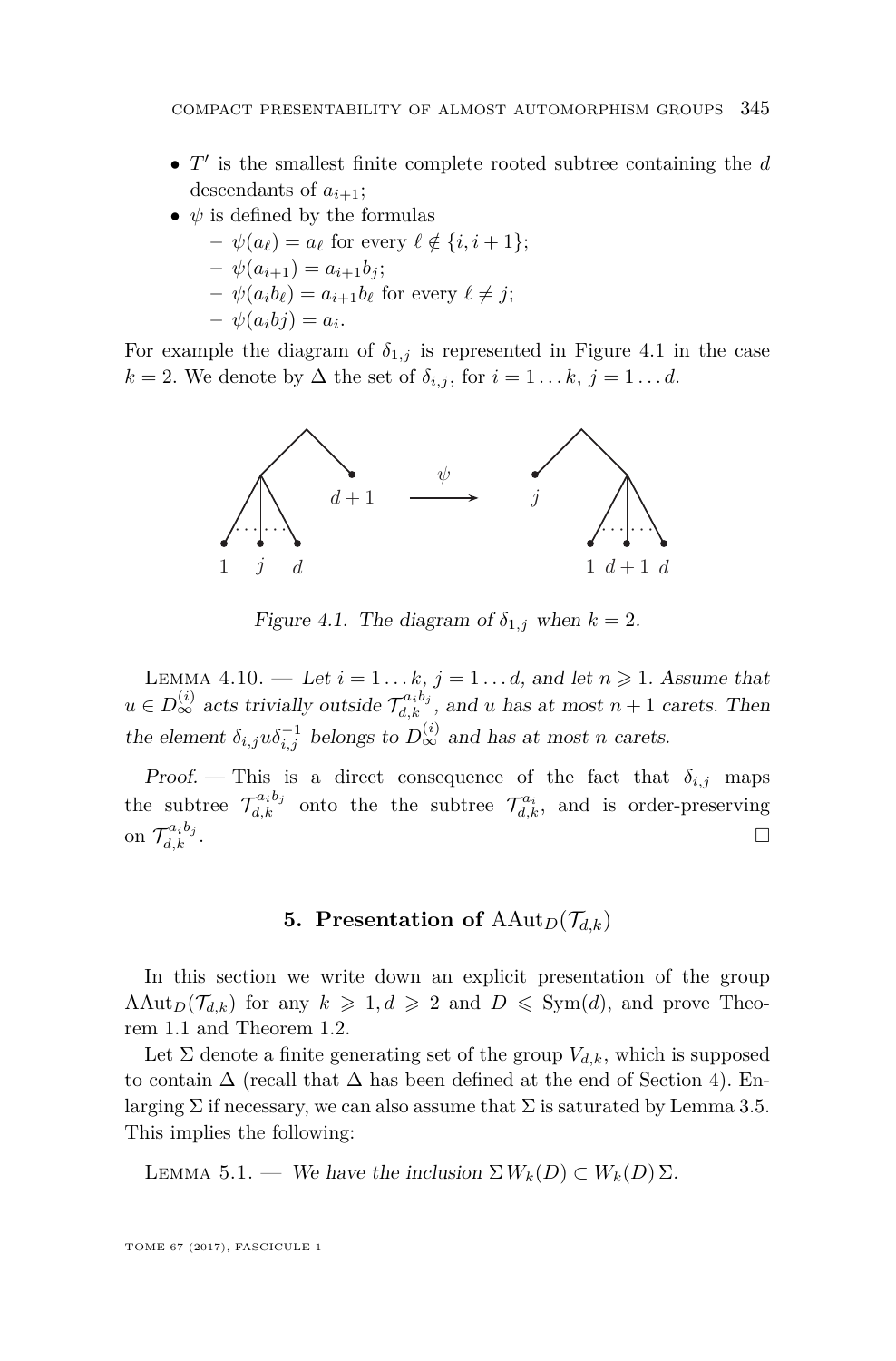- $T'$ is the smallest finite complete rooted subtree containing the $d$ descendants of $a_{i+1}$;
- $\psi$ is defined by the formulas
  - $\psi(a_\ell) = a_\ell$ for every $\ell \notin \{i, i+1\}$;
  - $\psi(a_{i+1}) = a_{i+1}b_j$;
  - $\psi(a_i b_\ell) = a_{i+1}b_\ell$ for every $\ell \neq j$;
  - $\psi(a_i b j) = a_i$.

For example the diagram of $\delta_{1,j}$ is represented in Figure 4.1 in the case $k = 2$. We denote by $\Delta$ the set of $\delta_{i,j}$, for $i = 1 \dots k$, $j = 1 \dots d$.

*Figure 4.1. The diagram of $\delta_{1,j}$ when $k = 2$.*

Lemma 4.10. — *Let $i = 1 \dots k$, $j = 1 \dots d$, and let $n \geqslant 1$. Assume that $u \in D_\infty^{(i)}$ acts trivially outside $\mathcal{T}_{d,k}^{a_i b_j}$, and $u$ has at most $n+1$ carets. Then the element $\delta_{i,j} u \delta_{i,j}^{-1}$ belongs to $D_\infty^{(i)}$ and has at most $n$ carets.*

*Proof.* — This is a direct consequence of the fact that $\delta_{i,j}$ maps the subtree $\mathcal{T}_{d,k}^{a_i b_j}$ onto the the subtree $\mathcal{T}_{d,k}^{a_i}$, and is order-preserving on $\mathcal{T}_{d,k}^{a_i b_j}$. □

## 5. Presentation of $\mathrm{AAut}_D(\mathcal{T}_{d,k})$

In this section we write down an explicit presentation of the group $\mathrm{AAut}_D(\mathcal{T}_{d,k})$ for any $k \geqslant 1, d \geqslant 2$ and $D \leqslant \mathrm{Sym}(d)$, and prove Theorem 1.1 and Theorem 1.2.

Let $\Sigma$ denote a finite generating set of the group $V_{d,k}$, which is supposed to contain $\Delta$ (recall that $\Delta$ has been defined at the end of Section 4). Enlarging $\Sigma$ if necessary, we can also assume that $\Sigma$ is saturated by Lemma 3.5. This implies the following:

Lemma 5.1. — *We have the inclusion $\Sigma\, W_k(D) \subset W_k(D)\, \Sigma$.*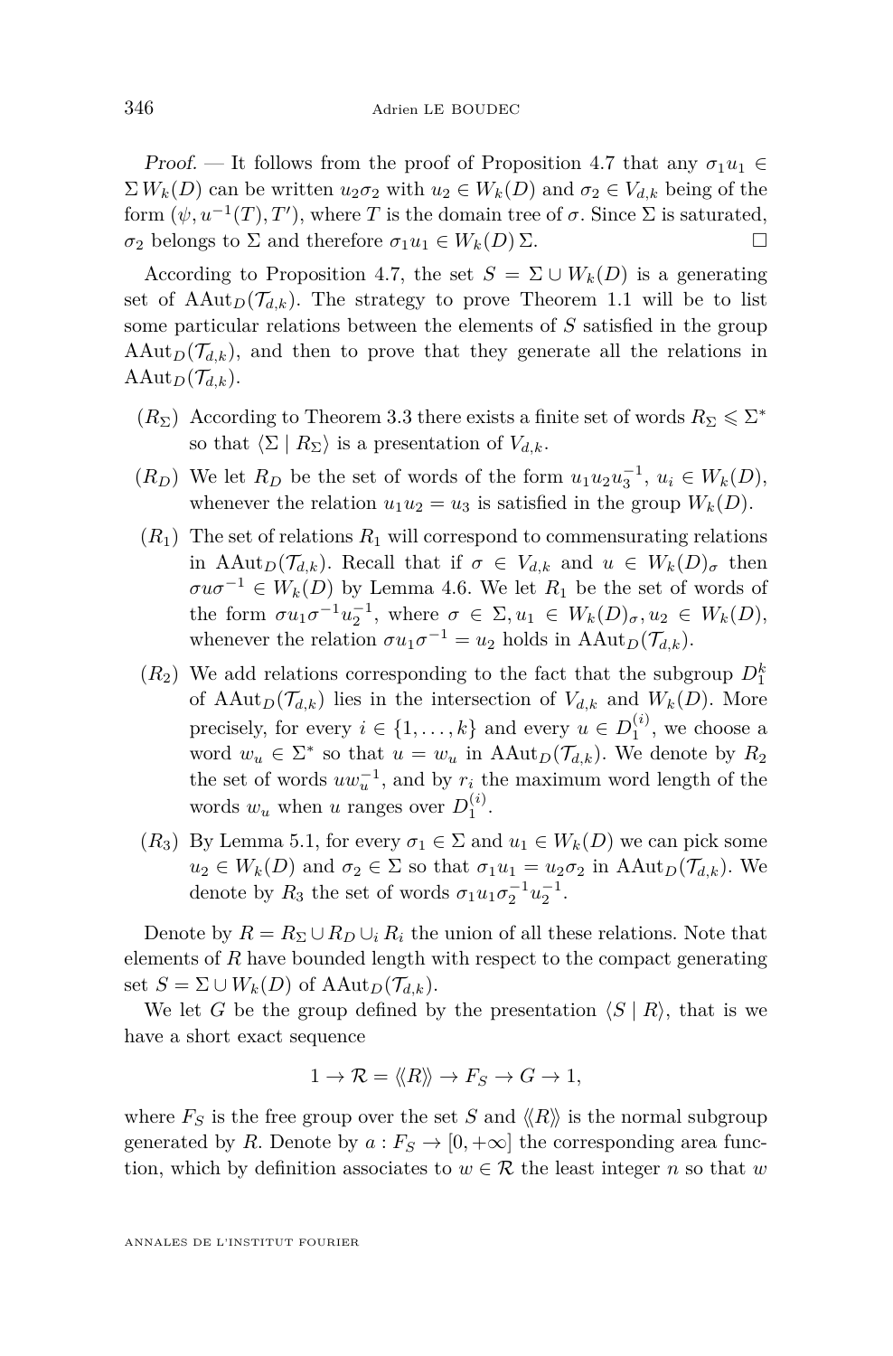*Proof.* — It follows from the proof of Proposition 4.7 that any $\sigma_1 u_1 \in \Sigma\, W_k(D)$ can be written $u_2\sigma_2$ with $u_2 \in W_k(D)$ and $\sigma_2 \in V_{d,k}$ being of the form $(\psi, u^{-1}(T), T')$, where $T$ is the domain tree of $\sigma$. Since $\Sigma$ is saturated, $\sigma_2$ belongs to $\Sigma$ and therefore $\sigma_1 u_1 \in W_k(D)\,\Sigma$. $\square$

According to Proposition 4.7, the set $S = \Sigma \cup W_k(D)$ is a generating set of $\mathrm{AAut}_D(\mathcal{T}_{d,k})$. The strategy to prove Theorem 1.1 will be to list some particular relations between the elements of $S$ satisfied in the group $\mathrm{AAut}_D(\mathcal{T}_{d,k})$, and then to prove that they generate all the relations in $\mathrm{AAut}_D(\mathcal{T}_{d,k})$.

- ($R_\Sigma$) According to Theorem 3.3 there exists a finite set of words $R_\Sigma \leqslant \Sigma^*$ so that $\langle \Sigma \mid R_\Sigma \rangle$ is a presentation of $V_{d,k}$.
- ($R_D$) We let $R_D$ be the set of words of the form $u_1u_2u_3^{-1}$, $u_i \in W_k(D)$, whenever the relation $u_1u_2 = u_3$ is satisfied in the group $W_k(D)$.
- ($R_1$) The set of relations $R_1$ will correspond to commensurating relations in $\mathrm{AAut}_D(\mathcal{T}_{d,k})$. Recall that if $\sigma \in V_{d,k}$ and $u \in W_k(D)_\sigma$ then $\sigma u \sigma^{-1} \in W_k(D)$ by Lemma 4.6. We let $R_1$ be the set of words of the form $\sigma u_1 \sigma^{-1} u_2^{-1}$, where $\sigma \in \Sigma, u_1 \in W_k(D)_\sigma, u_2 \in W_k(D)$, whenever the relation $\sigma u_1 \sigma^{-1} = u_2$ holds in $\mathrm{AAut}_D(\mathcal{T}_{d,k})$.
- ($R_2$) We add relations corresponding to the fact that the subgroup $D_1^k$ of $\mathrm{AAut}_D(\mathcal{T}_{d,k})$ lies in the intersection of $V_{d,k}$ and $W_k(D)$. More precisely, for every $i \in \{1, \ldots, k\}$ and every $u \in D_1^{(i)}$, we choose a word $w_u \in \Sigma^*$ so that $u = w_u$ in $\mathrm{AAut}_D(\mathcal{T}_{d,k})$. We denote by $R_2$ the set of words $uw_u^{-1}$, and by $r_i$ the maximum word length of the words $w_u$ when $u$ ranges over $D_1^{(i)}$.
- ($R_3$) By Lemma 5.1, for every $\sigma_1 \in \Sigma$ and $u_1 \in W_k(D)$ we can pick some $u_2 \in W_k(D)$ and $\sigma_2 \in \Sigma$ so that $\sigma_1 u_1 = u_2 \sigma_2$ in $\mathrm{AAut}_D(\mathcal{T}_{d,k})$. We denote by $R_3$ the set of words $\sigma_1 u_1 \sigma_2^{-1} u_2^{-1}$.

Denote by $R = R_\Sigma \cup R_D \cup_i R_i$ the union of all these relations. Note that elements of $R$ have bounded length with respect to the compact generating set $S = \Sigma \cup W_k(D)$ of $\mathrm{AAut}_D(\mathcal{T}_{d,k})$.

We let $G$ be the group defined by the presentation $\langle S \mid R \rangle$, that is we have a short exact sequence

$$1 \to \mathcal{R} = \langle\!\langle R \rangle\!\rangle \to F_S \to G \to 1,$$

where $F_S$ is the free group over the set $S$ and $\langle\!\langle R \rangle\!\rangle$ is the normal subgroup generated by $R$. Denote by $a : F_S \to [0, +\infty]$ the corresponding area function, which by definition associates to $w \in \mathcal{R}$ the least integer $n$ so that $w$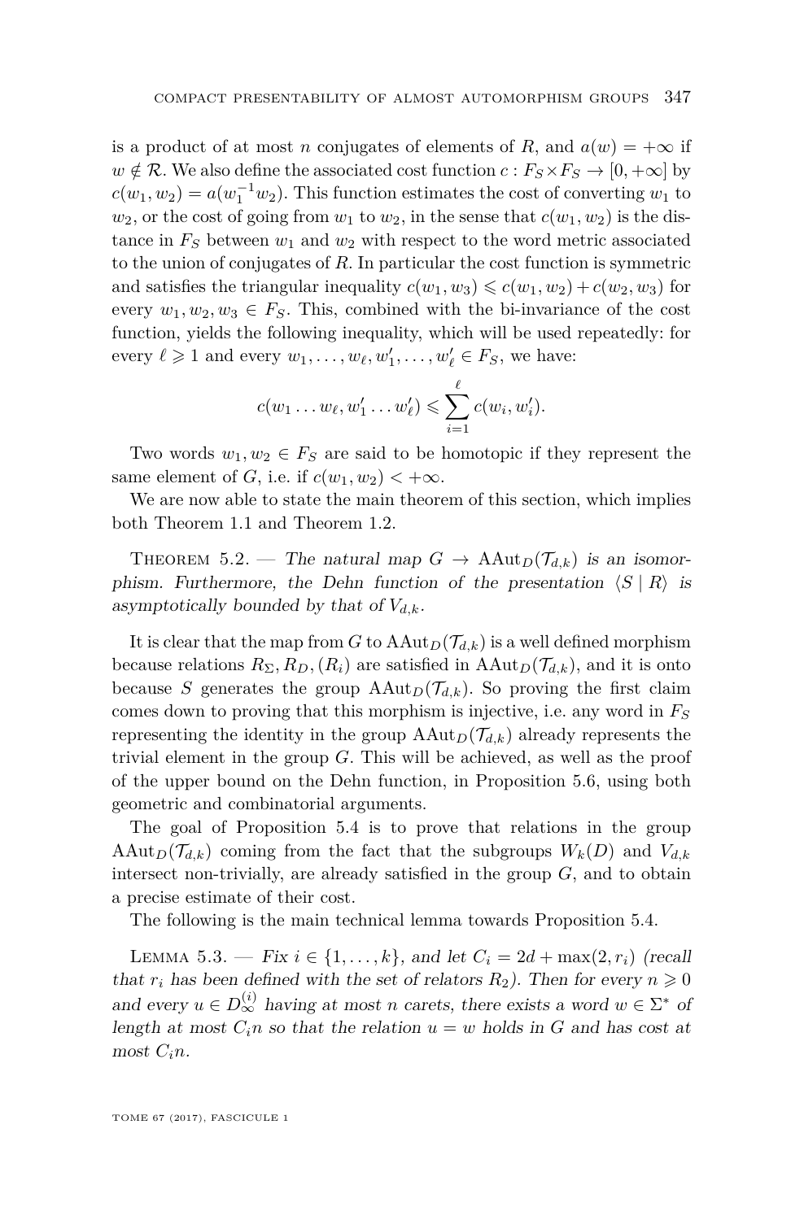is a product of at most $n$ conjugates of elements of $R$, and $a(w) = +\infty$ if $w \notin \mathcal{R}$. We also define the associated cost function $c : F_S \times F_S \to [0, +\infty]$ by $c(w_1, w_2) = a(w_1^{-1} w_2)$. This function estimates the cost of converting $w_1$ to $w_2$, or the cost of going from $w_1$ to $w_2$, in the sense that $c(w_1, w_2)$ is the distance in $F_S$ between $w_1$ and $w_2$ with respect to the word metric associated to the union of conjugates of $R$. In particular the cost function is symmetric and satisfies the triangular inequality $c(w_1, w_3) \leqslant c(w_1, w_2) + c(w_2, w_3)$ for every $w_1, w_2, w_3 \in F_S$. This, combined with the bi-invariance of the cost function, yields the following inequality, which will be used repeatedly: for every $\ell \geqslant 1$ and every $w_1, \dots, w_\ell, w_1', \dots, w_\ell' \in F_S$, we have:

$$c(w_1 \dots w_\ell, w_1' \dots w_\ell') \leqslant \sum_{i=1}^{\ell} c(w_i, w_i').$$

Two words $w_1, w_2 \in F_S$ are said to be homotopic if they represent the same element of $G$, i.e. if $c(w_1, w_2) < +\infty$.

We are now able to state the main theorem of this section, which implies both Theorem 1.1 and Theorem 1.2.

Theorem 5.2. — *The natural map $G \to \mathrm{AAut}_D(\mathcal{T}_{d,k})$ is an isomorphism. Furthermore, the Dehn function of the presentation $\langle S \mid R \rangle$ is asymptotically bounded by that of $V_{d,k}$.*

It is clear that the map from $G$ to $\mathrm{AAut}_D(\mathcal{T}_{d,k})$ is a well defined morphism because relations $R_\Sigma, R_D, (R_i)$ are satisfied in $\mathrm{AAut}_D(\mathcal{T}_{d,k})$, and it is onto because $S$ generates the group $\mathrm{AAut}_D(\mathcal{T}_{d,k})$. So proving the first claim comes down to proving that this morphism is injective, i.e. any word in $F_S$ representing the identity in the group $\mathrm{AAut}_D(\mathcal{T}_{d,k})$ already represents the trivial element in the group $G$. This will be achieved, as well as the proof of the upper bound on the Dehn function, in Proposition 5.6, using both geometric and combinatorial arguments.

The goal of Proposition 5.4 is to prove that relations in the group $\mathrm{AAut}_D(\mathcal{T}_{d,k})$ coming from the fact that the subgroups $W_k(D)$ and $V_{d,k}$ intersect non-trivially, are already satisfied in the group $G$, and to obtain a precise estimate of their cost.

The following is the main technical lemma towards Proposition 5.4.

Lemma 5.3. — *Fix $i \in \{1, \dots, k\}$, and let $C_i = 2d + \max(2, r_i)$ (recall that $r_i$ has been defined with the set of relators $R_2$). Then for every $n \geqslant 0$ and every $u \in D_\infty^{(i)}$ having at most $n$ carets, there exists a word $w \in \Sigma^*$ of length at most $C_i n$ so that the relation $u = w$ holds in $G$ and has cost at most $C_i n$.*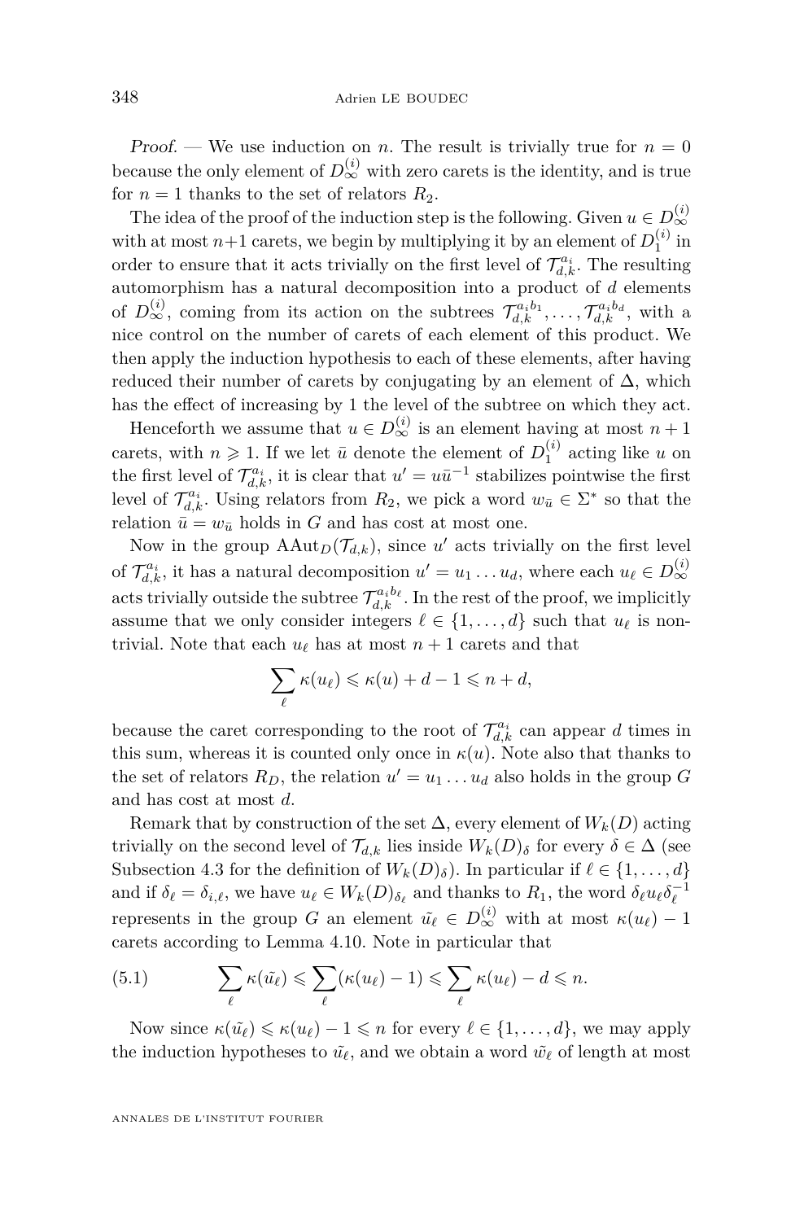*Proof.* — We use induction on $n$. The result is trivially true for $n = 0$ because the only element of $D_\infty^{(i)}$ with zero carets is the identity, and is true for $n = 1$ thanks to the set of relators $R_2$.

The idea of the proof of the induction step is the following. Given $u \in D_\infty^{(i)}$ with at most $n+1$ carets, we begin by multiplying it by an element of $D_1^{(i)}$ in order to ensure that it acts trivially on the first level of $\mathcal{T}_{d,k}^{a_i}$. The resulting automorphism has a natural decomposition into a product of $d$ elements of $D_\infty^{(i)}$, coming from its action on the subtrees $\mathcal{T}_{d,k}^{a_i b_1}, \ldots, \mathcal{T}_{d,k}^{a_i b_d}$, with a nice control on the number of carets of each element of this product. We then apply the induction hypothesis to each of these elements, after having reduced their number of carets by conjugating by an element of $\Delta$, which has the effect of increasing by 1 the level of the subtree on which they act.

Henceforth we assume that $u \in D_\infty^{(i)}$ is an element having at most $n+1$ carets, with $n \geqslant 1$. If we let $\bar{u}$ denote the element of $D_1^{(i)}$ acting like $u$ on the first level of $\mathcal{T}_{d,k}^{a_i}$, it is clear that $u' = u\bar{u}^{-1}$ stabilizes pointwise the first level of $\mathcal{T}_{d,k}^{a_i}$. Using relators from $R_2$, we pick a word $w_{\bar{u}} \in \Sigma^*$ so that the relation $\bar{u} = w_{\bar{u}}$ holds in $G$ and has cost at most one.

Now in the group $\mathrm{AAut}_D(\mathcal{T}_{d,k})$, since $u'$ acts trivially on the first level of $\mathcal{T}_{d,k}^{a_i}$, it has a natural decomposition $u' = u_1 \ldots u_d$, where each $u_\ell \in D_\infty^{(i)}$ acts trivially outside the subtree $\mathcal{T}_{d,k}^{a_i b_\ell}$. In the rest of the proof, we implicitly assume that we only consider integers $\ell \in \{1, \ldots, d\}$ such that $u_\ell$ is non-trivial. Note that each $u_\ell$ has at most $n+1$ carets and that

$$\sum_\ell \kappa(u_\ell) \leqslant \kappa(u) + d - 1 \leqslant n + d,$$

because the caret corresponding to the root of $\mathcal{T}_{d,k}^{a_i}$ can appear $d$ times in this sum, whereas it is counted only once in $\kappa(u)$. Note also that thanks to the set of relators $R_D$, the relation $u' = u_1 \ldots u_d$ also holds in the group $G$ and has cost at most $d$.

Remark that by construction of the set $\Delta$, every element of $W_k(D)$ acting trivially on the second level of $\mathcal{T}_{d,k}$ lies inside $W_k(D)_\delta$ for every $\delta \in \Delta$ (see Subsection 4.3 for the definition of $W_k(D)_\delta$). In particular if $\ell \in \{1, \ldots, d\}$ and if $\delta_\ell = \delta_{i,\ell}$, we have $u_\ell \in W_k(D)_{\delta_\ell}$ and thanks to $R_1$, the word $\delta_\ell u_\ell \delta_\ell^{-1}$ represents in the group $G$ an element $\tilde{u_\ell} \in D_\infty^{(i)}$ with at most $\kappa(u_\ell) - 1$ carets according to Lemma 4.10. Note in particular that

$$\sum_\ell \kappa(\tilde{u_\ell}) \leqslant \sum_\ell (\kappa(u_\ell) - 1) \leqslant \sum_\ell \kappa(u_\ell) - d \leqslant n. \tag{5.1}$$

Now since $\kappa(\tilde{u_\ell}) \leqslant \kappa(u_\ell) - 1 \leqslant n$ for every $\ell \in \{1, \ldots, d\}$, we may apply the induction hypotheses to $\tilde{u_\ell}$, and we obtain a word $\tilde{w_\ell}$ of length at most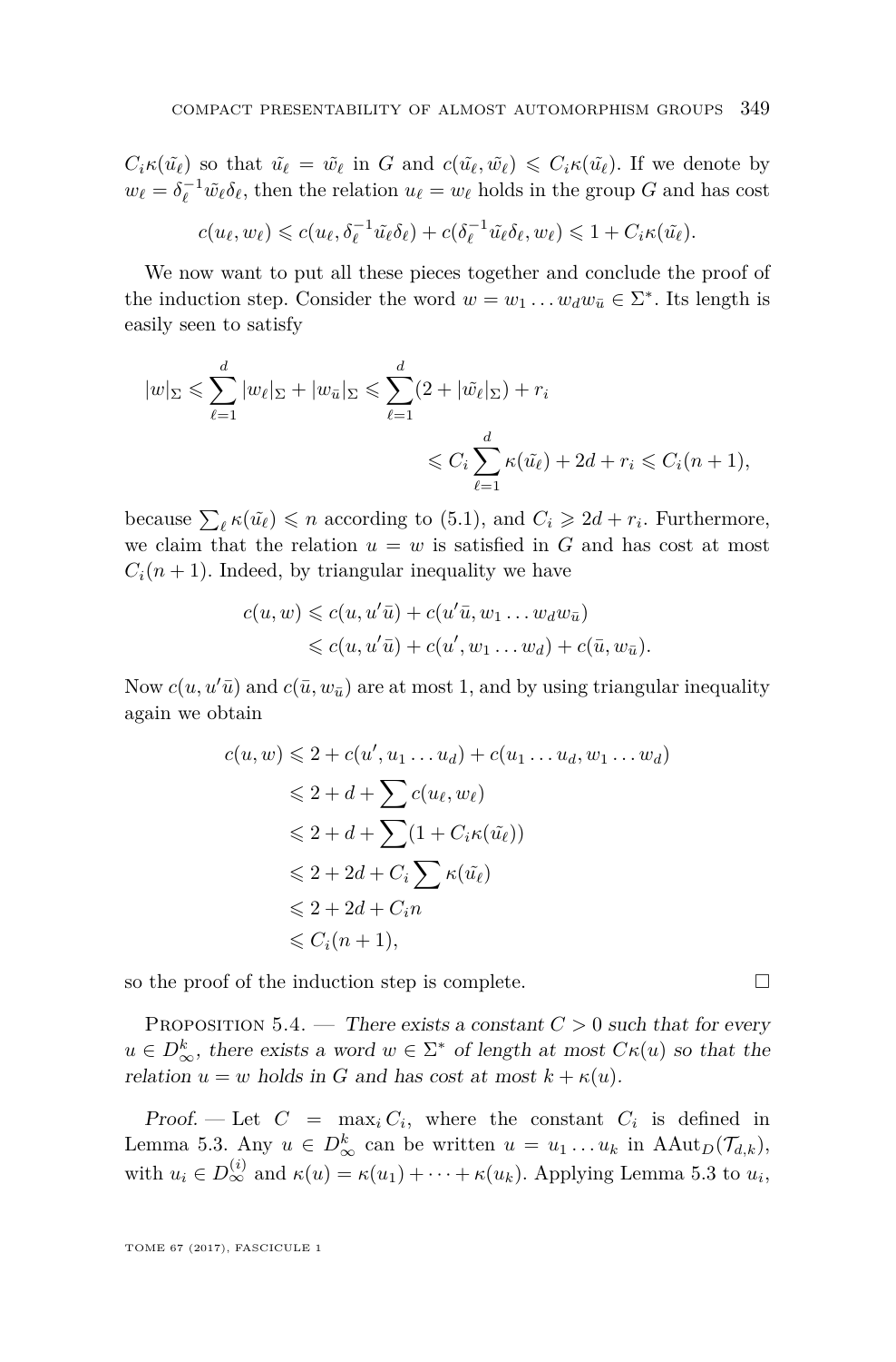$C_i\kappa(\tilde{u_\ell})$ so that $\tilde{u_\ell} = \tilde{w_\ell}$ in $G$ and $c(\tilde{u_\ell}, \tilde{w_\ell}) \leqslant C_i\kappa(\tilde{u_\ell})$. If we denote by $w_\ell = \delta_\ell^{-1}\tilde{w_\ell}\delta_\ell$, then the relation $u_\ell = w_\ell$ holds in the group $G$ and has cost

$$c(u_\ell, w_\ell) \leqslant c(u_\ell, \delta_\ell^{-1}\tilde{u_\ell}\delta_\ell) + c(\delta_\ell^{-1}\tilde{u_\ell}\delta_\ell, w_\ell) \leqslant 1 + C_i\kappa(\tilde{u_\ell}).$$

We now want to put all these pieces together and conclude the proof of the induction step. Consider the word $w = w_1 \dots w_d w_{\bar{u}} \in \Sigma^*$. Its length is easily seen to satisfy

$$\begin{aligned} |w|_\Sigma \leqslant \sum_{\ell=1}^{d} |w_\ell|_\Sigma + |w_{\bar{u}}|_\Sigma &\leqslant \sum_{\ell=1}^{d}(2 + |\tilde{w_\ell}|_\Sigma) + r_i \\ &\leqslant C_i \sum_{\ell=1}^{d} \kappa(\tilde{u_\ell}) + 2d + r_i \leqslant C_i(n+1), \end{aligned}$$

because $\sum_\ell \kappa(\tilde{u_\ell}) \leqslant n$ according to (5.1), and $C_i \geqslant 2d + r_i$. Furthermore, we claim that the relation $u = w$ is satisfied in $G$ and has cost at most $C_i(n+1)$. Indeed, by triangular inequality we have

$$\begin{aligned} c(u, w) &\leqslant c(u, u'\bar{u}) + c(u'\bar{u}, w_1 \dots w_d w_{\bar{u}}) \\ &\leqslant c(u, u'\bar{u}) + c(u', w_1 \dots w_d) + c(\bar{u}, w_{\bar{u}}). \end{aligned}$$

Now $c(u, u'\bar{u})$ and $c(\bar{u}, w_{\bar{u}})$ are at most 1, and by using triangular inequality again we obtain

$$\begin{aligned} c(u, w) &\leqslant 2 + c(u', u_1 \dots u_d) + c(u_1 \dots u_d, w_1 \dots w_d) \\ &\leqslant 2 + d + \sum c(u_\ell, w_\ell) \\ &\leqslant 2 + d + \sum (1 + C_i\kappa(\tilde{u_\ell})) \\ &\leqslant 2 + 2d + C_i \sum \kappa(\tilde{u_\ell}) \\ &\leqslant 2 + 2d + C_i n \\ &\leqslant C_i(n+1), \end{aligned}$$

so the proof of the induction step is complete. $\square$

Proposition 5.4. — *There exists a constant $C > 0$ such that for every $u \in D_\infty^k$, there exists a word $w \in \Sigma^*$ of length at most $C\kappa(u)$ so that the relation $u = w$ holds in $G$ and has cost at most $k + \kappa(u)$.*

*Proof.* — Let $C = \max_i C_i$, where the constant $C_i$ is defined in Lemma 5.3. Any $u \in D_\infty^k$ can be written $u = u_1 \dots u_k$ in $\mathrm{AAut}_D(\mathcal{T}_{d,k})$, with $u_i \in D_\infty^{(i)}$ and $\kappa(u) = \kappa(u_1) + \dots + \kappa(u_k)$. Applying Lemma 5.3 to $u_i$,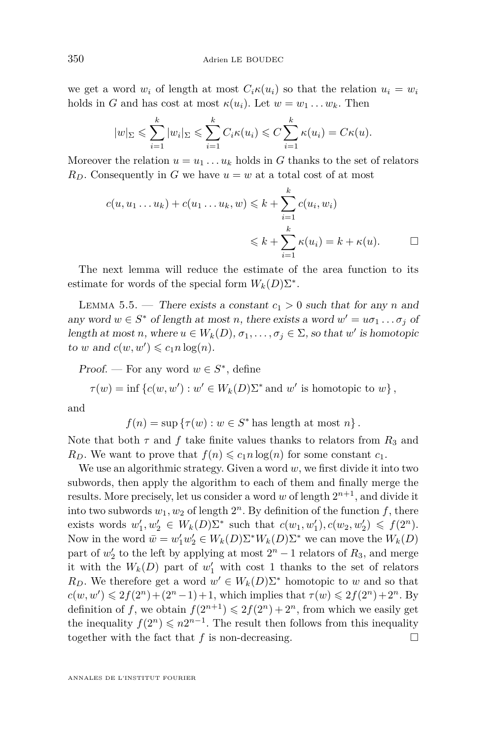we get a word $w_i$ of length at most $C_i\kappa(u_i)$ so that the relation $u_i = w_i$ holds in $G$ and has cost at most $\kappa(u_i)$. Let $w = w_1 \dots w_k$. Then

$$|w|_\Sigma \leqslant \sum_{i=1}^{k} |w_i|_\Sigma \leqslant \sum_{i=1}^{k} C_i \kappa(u_i) \leqslant C \sum_{i=1}^{k} \kappa(u_i) = C\kappa(u).$$

Moreover the relation $u = u_1 \dots u_k$ holds in $G$ thanks to the set of relators $R_D$. Consequently in $G$ we have $u = w$ at a total cost of at most

$$\begin{aligned} c(u, u_1 \dots u_k) + c(u_1 \dots u_k, w) &\leqslant k + \sum_{i=1}^{k} c(u_i, w_i) \\ &\leqslant k + \sum_{i=1}^{k} \kappa(u_i) = k + \kappa(u). \end{aligned}$$

□

The next lemma will reduce the estimate of the area function to its estimate for words of the special form $W_k(D)\Sigma^*$.

Lemma 5.5. — *There exists a constant $c_1 > 0$ such that for any $n$ and any word $w \in S^*$ of length at most $n$, there exists a word $w' = u\sigma_1 \dots \sigma_j$ of length at most $n$, where $u \in W_k(D)$, $\sigma_1, \dots, \sigma_j \in \Sigma$, so that $w'$ is homotopic to $w$ and $c(w, w') \leqslant c_1 n \log(n)$.*

*Proof.* — For any word $w \in S^*$, define

$$\tau(w) = \inf \left\{ c(w, w') : w' \in W_k(D)\Sigma^* \text{ and } w' \text{ is homotopic to } w \right\},$$

and

$$f(n) = \sup \left\{ \tau(w) : w \in S^* \text{ has length at most } n \right\}.$$

Note that both $\tau$ and $f$ take finite values thanks to relators from $R_3$ and $R_D$. We want to prove that $f(n) \leqslant c_1 n \log(n)$ for some constant $c_1$.

We use an algorithmic strategy. Given a word $w$, we first divide it into two subwords, then apply the algorithm to each of them and finally merge the results. More precisely, let us consider a word $w$ of length $2^{n+1}$, and divide it into two subwords $w_1, w_2$ of length $2^n$. By definition of the function $f$, there exists words $w_1', w_2' \in W_k(D)\Sigma^*$ such that $c(w_1, w_1'), c(w_2, w_2') \leqslant f(2^n)$. Now in the word $\bar{w} = w_1' w_2' \in W_k(D)\Sigma^* W_k(D)\Sigma^*$ we can move the $W_k(D)$ part of $w_2'$ to the left by applying at most $2^n - 1$ relators of $R_3$, and merge it with the $W_k(D)$ part of $w_1'$ with cost 1 thanks to the set of relators $R_D$. We therefore get a word $w' \in W_k(D)\Sigma^*$ homotopic to $w$ and so that $c(w, w') \leqslant 2f(2^n) + (2^n - 1) + 1$, which implies that $\tau(w) \leqslant 2f(2^n) + 2^n$. By definition of $f$, we obtain $f(2^{n+1}) \leqslant 2f(2^n) + 2^n$, from which we easily get the inequality $f(2^n) \leqslant n2^{n-1}$. The result then follows from this inequality together with the fact that $f$ is non-decreasing. □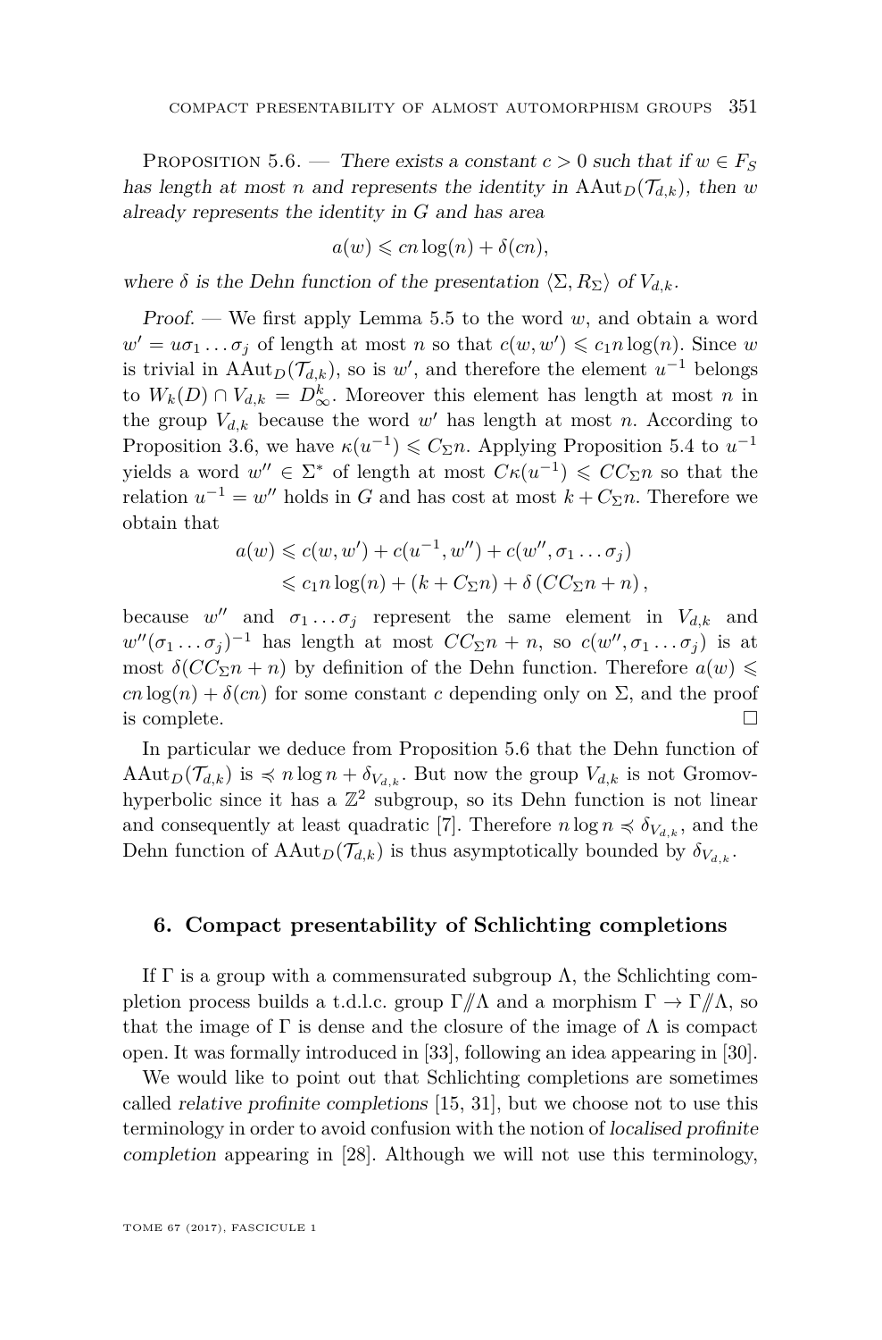Proposition 5.6. — *There exists a constant $c > 0$ such that if $w \in F_S$ has length at most $n$ and represents the identity in $\mathrm{AAut}_D(\mathcal{T}_{d,k})$, then $w$ already represents the identity in $G$ and has area*

$$a(w) \leqslant cn\log(n) + \delta(cn),$$

*where $\delta$ is the Dehn function of the presentation $\langle \Sigma, R_\Sigma \rangle$ of $V_{d,k}$.*

*Proof.* — We first apply Lemma 5.5 to the word $w$, and obtain a word $w' = u\sigma_1 \dots \sigma_j$ of length at most $n$ so that $c(w,w') \leqslant c_1 n \log(n)$. Since $w$ is trivial in $\mathrm{AAut}_D(\mathcal{T}_{d,k})$, so is $w'$, and therefore the element $u^{-1}$ belongs to $W_k(D) \cap V_{d,k} = D_\infty^k$. Moreover this element has length at most $n$ in the group $V_{d,k}$ because the word $w'$ has length at most $n$. According to Proposition 3.6, we have $\kappa(u^{-1}) \leqslant C_\Sigma n$. Applying Proposition 5.4 to $u^{-1}$ yields a word $w'' \in \Sigma^*$ of length at most $C\kappa(u^{-1}) \leqslant CC_\Sigma n$ so that the relation $u^{-1} = w''$ holds in $G$ and has cost at most $k + C_\Sigma n$. Therefore we obtain that

$$\begin{aligned} a(w) &\leqslant c(w,w') + c(u^{-1}, w'') + c(w'', \sigma_1 \dots \sigma_j) \\ &\leqslant c_1 n \log(n) + (k + C_\Sigma n) + \delta\left(CC_\Sigma n + n\right), \end{aligned}$$

because $w''$ and $\sigma_1 \dots \sigma_j$ represent the same element in $V_{d,k}$ and $w''(\sigma_1 \dots \sigma_j)^{-1}$ has length at most $CC_\Sigma n + n$, so $c(w'', \sigma_1 \dots \sigma_j)$ is at most $\delta(CC_\Sigma n + n)$ by definition of the Dehn function. Therefore $a(w) \leqslant cn\log(n) + \delta(cn)$ for some constant $c$ depending only on $\Sigma$, and the proof is complete. □

In particular we deduce from Proposition 5.6 that the Dehn function of $\mathrm{AAut}_D(\mathcal{T}_{d,k})$ is $\preccurlyeq n\log n + \delta_{V_{d,k}}$. But now the group $V_{d,k}$ is not Gromov-hyperbolic since it has a $\mathbb{Z}^2$ subgroup, so its Dehn function is not linear and consequently at least quadratic [7]. Therefore $n \log n \preccurlyeq \delta_{V_{d,k}}$, and the Dehn function of $\mathrm{AAut}_D(\mathcal{T}_{d,k})$ is thus asymptotically bounded by $\delta_{V_{d,k}}$.

## 6. Compact presentability of Schlichting completions

If $\Gamma$ is a group with a commensurated subgroup $\Lambda$, the Schlichting completion process builds a t.d.l.c. group $\Gamma /\!\!/ \Lambda$ and a morphism $\Gamma \to \Gamma /\!\!/ \Lambda$, so that the image of $\Gamma$ is dense and the closure of the image of $\Lambda$ is compact open. It was formally introduced in [33], following an idea appearing in [30].

We would like to point out that Schlichting completions are sometimes called *relative profinite completions* [15, 31], but we choose not to use this terminology in order to avoid confusion with the notion of *localised profinite completion* appearing in [28]. Although we will not use this terminology,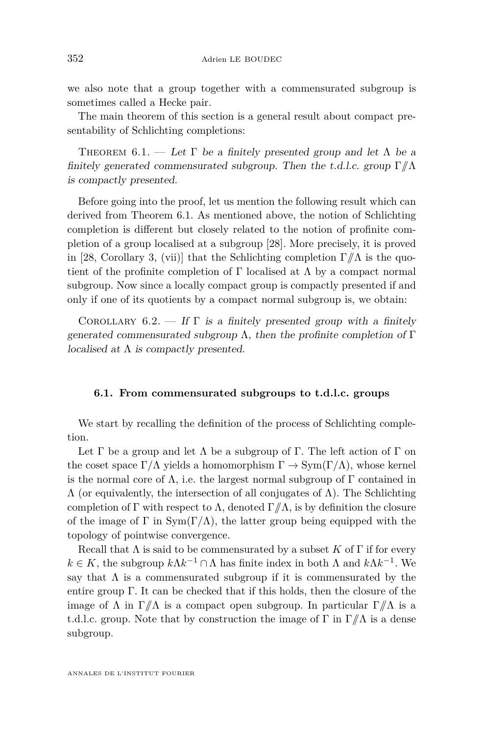we also note that a group together with a commensurated subgroup is sometimes called a Hecke pair.

The main theorem of this section is a general result about compact presentability of Schlichting completions:

Theorem 6.1. — *Let $\Gamma$ be a finitely presented group and let $\Lambda$ be a finitely generated commensurated subgroup. Then the t.d.l.c. group $\Gamma /\!\!/ \Lambda$ is compactly presented.*

Before going into the proof, let us mention the following result which can derived from Theorem 6.1. As mentioned above, the notion of Schlichting completion is different but closely related to the notion of profinite completion of a group localised at a subgroup [28]. More precisely, it is proved in [28, Corollary 3, (vii)] that the Schlichting completion $\Gamma /\!\!/ \Lambda$ is the quotient of the profinite completion of $\Gamma$ localised at $\Lambda$ by a compact normal subgroup. Now since a locally compact group is compactly presented if and only if one of its quotients by a compact normal subgroup is, we obtain:

Corollary 6.2. — *If $\Gamma$ is a finitely presented group with a finitely generated commensurated subgroup $\Lambda$, then the profinite completion of $\Gamma$ localised at $\Lambda$ is compactly presented.*

### 6.1. From commensurated subgroups to t.d.l.c. groups

We start by recalling the definition of the process of Schlichting completion.

Let $\Gamma$ be a group and let $\Lambda$ be a subgroup of $\Gamma$. The left action of $\Gamma$ on the coset space $\Gamma/\Lambda$ yields a homomorphism $\Gamma \to \mathrm{Sym}(\Gamma/\Lambda)$, whose kernel is the normal core of $\Lambda$, i.e. the largest normal subgroup of $\Gamma$ contained in $\Lambda$ (or equivalently, the intersection of all conjugates of $\Lambda$). The Schlichting completion of $\Gamma$ with respect to $\Lambda$, denoted $\Gamma /\!\!/ \Lambda$, is by definition the closure of the image of $\Gamma$ in $\mathrm{Sym}(\Gamma/\Lambda)$, the latter group being equipped with the topology of pointwise convergence.

Recall that $\Lambda$ is said to be commensurated by a subset $K$ of $\Gamma$ if for every $k \in K$, the subgroup $k\Lambda k^{-1} \cap \Lambda$ has finite index in both $\Lambda$ and $k\Lambda k^{-1}$. We say that $\Lambda$ is a commensurated subgroup if it is commensurated by the entire group $\Gamma$. It can be checked that if this holds, then the closure of the image of $\Lambda$ in $\Gamma /\!\!/ \Lambda$ is a compact open subgroup. In particular $\Gamma /\!\!/ \Lambda$ is a t.d.l.c. group. Note that by construction the image of $\Gamma$ in $\Gamma /\!\!/ \Lambda$ is a dense subgroup.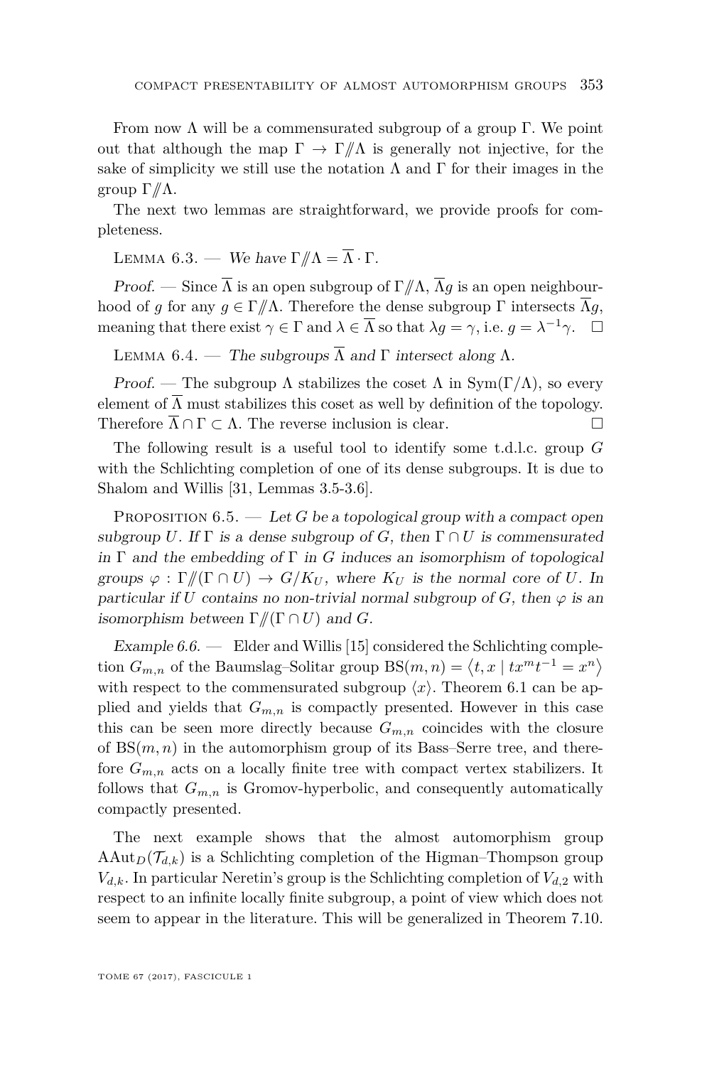From now $\Lambda$ will be a commensurated subgroup of a group $\Gamma$. We point out that although the map $\Gamma \to \Gamma/\!\!/\Lambda$ is generally not injective, for the sake of simplicity we still use the notation $\Lambda$ and $\Gamma$ for their images in the group $\Gamma/\!\!/\Lambda$.

The next two lemmas are straightforward, we provide proofs for completeness.

Lemma 6.3. — *We have $\Gamma/\!\!/\Lambda = \overline{\Lambda} \cdot \Gamma$.*

*Proof.* — Since $\overline{\Lambda}$ is an open subgroup of $\Gamma/\!\!/\Lambda$, $\overline{\Lambda}g$ is an open neighbourhood of $g$ for any $g \in \Gamma/\!\!/\Lambda$. Therefore the dense subgroup $\Gamma$ intersects $\overline{\Lambda}g$, meaning that there exist $\gamma \in \Gamma$ and $\lambda \in \overline{\Lambda}$ so that $\lambda g = \gamma$, i.e. $g = \lambda^{-1}\gamma$. □

Lemma 6.4. — *The subgroups $\overline{\Lambda}$ and $\Gamma$ intersect along $\Lambda$.*

*Proof.* — The subgroup $\Lambda$ stabilizes the coset $\Lambda$ in $\mathrm{Sym}(\Gamma/\Lambda)$, so every element of $\overline{\Lambda}$ must stabilizes this coset as well by definition of the topology. Therefore $\overline{\Lambda} \cap \Gamma \subset \Lambda$. The reverse inclusion is clear. □

The following result is a useful tool to identify some t.d.l.c. group $G$ with the Schlichting completion of one of its dense subgroups. It is due to Shalom and Willis [31, Lemmas 3.5-3.6].

Proposition 6.5. — *Let $G$ be a topological group with a compact open subgroup $U$. If $\Gamma$ is a dense subgroup of $G$, then $\Gamma \cap U$ is commensurated in $\Gamma$ and the embedding of $\Gamma$ in $G$ induces an isomorphism of topological groups $\varphi : \Gamma/\!\!/(\Gamma \cap U) \to G/K_U$, where $K_U$ is the normal core of $U$. In particular if $U$ contains no non-trivial normal subgroup of $G$, then $\varphi$ is an isomorphism between $\Gamma/\!\!/(\Gamma \cap U)$ and $G$.*

*Example 6.6.* — Elder and Willis [15] considered the Schlichting completion $G_{m,n}$ of the Baumslag–Solitar group $\mathrm{BS}(m,n) = \langle t, x \mid tx^m t^{-1} = x^n \rangle$ with respect to the commensurated subgroup $\langle x \rangle$. Theorem 6.1 can be applied and yields that $G_{m,n}$ is compactly presented. However in this case this can be seen more directly because $G_{m,n}$ coincides with the closure of $\mathrm{BS}(m,n)$ in the automorphism group of its Bass–Serre tree, and therefore $G_{m,n}$ acts on a locally finite tree with compact vertex stabilizers. It follows that $G_{m,n}$ is Gromov-hyperbolic, and consequently automatically compactly presented.

The next example shows that the almost automorphism group $\mathrm{AAut}_D(\mathcal{T}_{d,k})$ is a Schlichting completion of the Higman–Thompson group $V_{d,k}$. In particular Neretin's group is the Schlichting completion of $V_{d,2}$ with respect to an infinite locally finite subgroup, a point of view which does not seem to appear in the literature. This will be generalized in Theorem 7.10.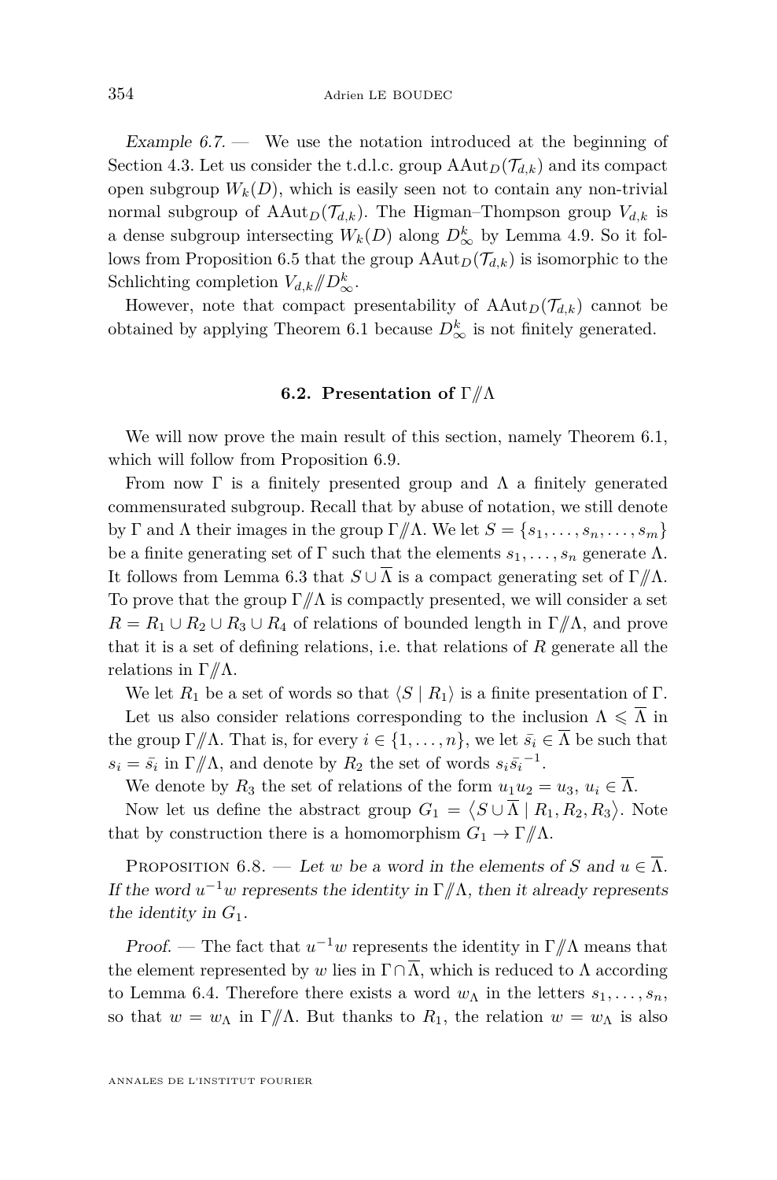*Example 6.7.* — We use the notation introduced at the beginning of Section 4.3. Let us consider the t.d.l.c. group $\mathrm{AAut}_D(\mathcal{T}_{d,k})$ and its compact open subgroup $W_k(D)$, which is easily seen not to contain any non-trivial normal subgroup of $\mathrm{AAut}_D(\mathcal{T}_{d,k})$. The Higman–Thompson group $V_{d,k}$ is a dense subgroup intersecting $W_k(D)$ along $D_\infty^k$ by Lemma 4.9. So it follows from Proposition 6.5 that the group $\mathrm{AAut}_D(\mathcal{T}_{d,k})$ is isomorphic to the Schlichting completion $V_{d,k} /\!\!/ D_\infty^k$.

However, note that compact presentability of $\mathrm{AAut}_D(\mathcal{T}_{d,k})$ cannot be obtained by applying Theorem 6.1 because $D_\infty^k$ is not finitely generated.

### 6.2. Presentation of $\Gamma /\!\!/ \Lambda$

We will now prove the main result of this section, namely Theorem 6.1, which will follow from Proposition 6.9.

From now $\Gamma$ is a finitely presented group and $\Lambda$ a finitely generated commensurated subgroup. Recall that by abuse of notation, we still denote by $\Gamma$ and $\Lambda$ their images in the group $\Gamma /\!\!/ \Lambda$. We let $S = \{s_1, \ldots, s_n, \ldots, s_m\}$ be a finite generating set of $\Gamma$ such that the elements $s_1, \ldots, s_n$ generate $\Lambda$. It follows from Lemma 6.3 that $S \cup \overline{\Lambda}$ is a compact generating set of $\Gamma /\!\!/ \Lambda$. To prove that the group $\Gamma /\!\!/ \Lambda$ is compactly presented, we will consider a set $R = R_1 \cup R_2 \cup R_3 \cup R_4$ of relations of bounded length in $\Gamma /\!\!/ \Lambda$, and prove that it is a set of defining relations, i.e. that relations of $R$ generate all the relations in $\Gamma /\!\!/ \Lambda$.

We let $R_1$ be a set of words so that $\langle S \mid R_1 \rangle$ is a finite presentation of $\Gamma$.

Let us also consider relations corresponding to the inclusion $\Lambda \leqslant \overline{\Lambda}$ in the group $\Gamma /\!\!/ \Lambda$. That is, for every $i \in \{1, \ldots, n\}$, we let $\bar{s_i} \in \overline{\Lambda}$ be such that $s_i = \bar{s_i}$ in $\Gamma /\!\!/ \Lambda$, and denote by $R_2$ the set of words $s_i \bar{s_i}^{-1}$.

We denote by $R_3$ the set of relations of the form $u_1 u_2 = u_3$, $u_i \in \overline{\Lambda}$.

Now let us define the abstract group $G_1 = \langle S \cup \overline{\Lambda} \mid R_1, R_2, R_3 \rangle$. Note that by construction there is a homomorphism $G_1 \to \Gamma /\!\!/ \Lambda$.

Proposition 6.8. — *Let $w$ be a word in the elements of $S$ and $u \in \overline{\Lambda}$. If the word $u^{-1}w$ represents the identity in $\Gamma /\!\!/ \Lambda$, then it already represents the identity in $G_1$.*

*Proof.* — The fact that $u^{-1}w$ represents the identity in $\Gamma /\!\!/ \Lambda$ means that the element represented by $w$ lies in $\Gamma \cap \overline{\Lambda}$, which is reduced to $\Lambda$ according to Lemma 6.4. Therefore there exists a word $w_\Lambda$ in the letters $s_1, \ldots, s_n$, so that $w = w_\Lambda$ in $\Gamma /\!\!/ \Lambda$. But thanks to $R_1$, the relation $w = w_\Lambda$ is also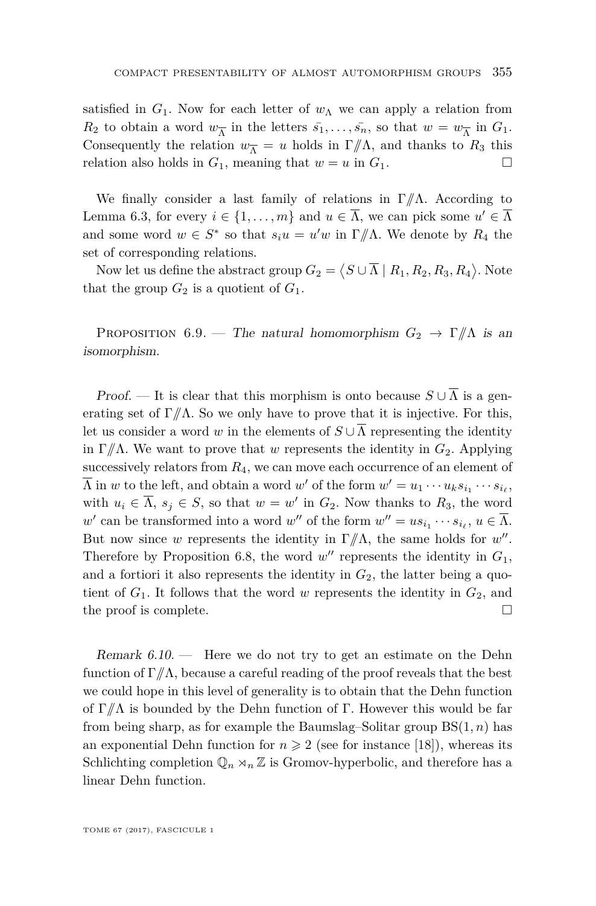satisfied in $G_1$. Now for each letter of $w_\Lambda$ we can apply a relation from $R_2$ to obtain a word $w_{\overline{\Lambda}}$ in the letters $\bar{s_1}, \ldots, \bar{s_n}$, so that $w = w_{\overline{\Lambda}}$ in $G_1$. Consequently the relation $w_{\overline{\Lambda}} = u$ holds in $\Gamma /\!\!/ \Lambda$, and thanks to $R_3$ this relation also holds in $G_1$, meaning that $w = u$ in $G_1$. □

We finally consider a last family of relations in $\Gamma /\!\!/ \Lambda$. According to Lemma 6.3, for every $i \in \{1, \ldots, m\}$ and $u \in \overline{\Lambda}$, we can pick some $u' \in \overline{\Lambda}$ and some word $w \in S^*$ so that $s_i u = u' w$ in $\Gamma /\!\!/ \Lambda$. We denote by $R_4$ the set of corresponding relations.

Now let us define the abstract group $G_2 = \langle S \cup \overline{\Lambda} \mid R_1, R_2, R_3, R_4 \rangle$. Note that the group $G_2$ is a quotient of $G_1$.

Proposition 6.9. — *The natural homomorphism $G_2 \to \Gamma /\!\!/ \Lambda$ is an isomorphism.*

*Proof.* — It is clear that this morphism is onto because $S \cup \overline{\Lambda}$ is a generating set of $\Gamma /\!\!/ \Lambda$. So we only have to prove that it is injective. For this, let us consider a word $w$ in the elements of $S \cup \overline{\Lambda}$ representing the identity in $\Gamma /\!\!/ \Lambda$. We want to prove that $w$ represents the identity in $G_2$. Applying successively relators from $R_4$, we can move each occurrence of an element of $\overline{\Lambda}$ in $w$ to the left, and obtain a word $w'$ of the form $w' = u_1 \cdots u_k s_{i_1} \cdots s_{i_\ell}$, with $u_i \in \overline{\Lambda}$, $s_j \in S$, so that $w = w'$ in $G_2$. Now thanks to $R_3$, the word $w'$ can be transformed into a word $w''$ of the form $w'' = u s_{i_1} \cdots s_{i_\ell}$, $u \in \overline{\Lambda}$. But now since $w$ represents the identity in $\Gamma /\!\!/ \Lambda$, the same holds for $w''$. Therefore by Proposition 6.8, the word $w''$ represents the identity in $G_1$, and a fortiori it also represents the identity in $G_2$, the latter being a quotient of $G_1$. It follows that the word $w$ represents the identity in $G_2$, and the proof is complete. □

*Remark 6.10.* — Here we do not try to get an estimate on the Dehn function of $\Gamma /\!\!/ \Lambda$, because a careful reading of the proof reveals that the best we could hope in this level of generality is to obtain that the Dehn function of $\Gamma /\!\!/ \Lambda$ is bounded by the Dehn function of $\Gamma$. However this would be far from being sharp, as for example the Baumslag–Solitar group $\mathrm{BS}(1, n)$ has an exponential Dehn function for $n \geqslant 2$ (see for instance [18]), whereas its Schlichting completion $\mathbb{Q}_n \rtimes_n \mathbb{Z}$ is Gromov-hyperbolic, and therefore has a linear Dehn function.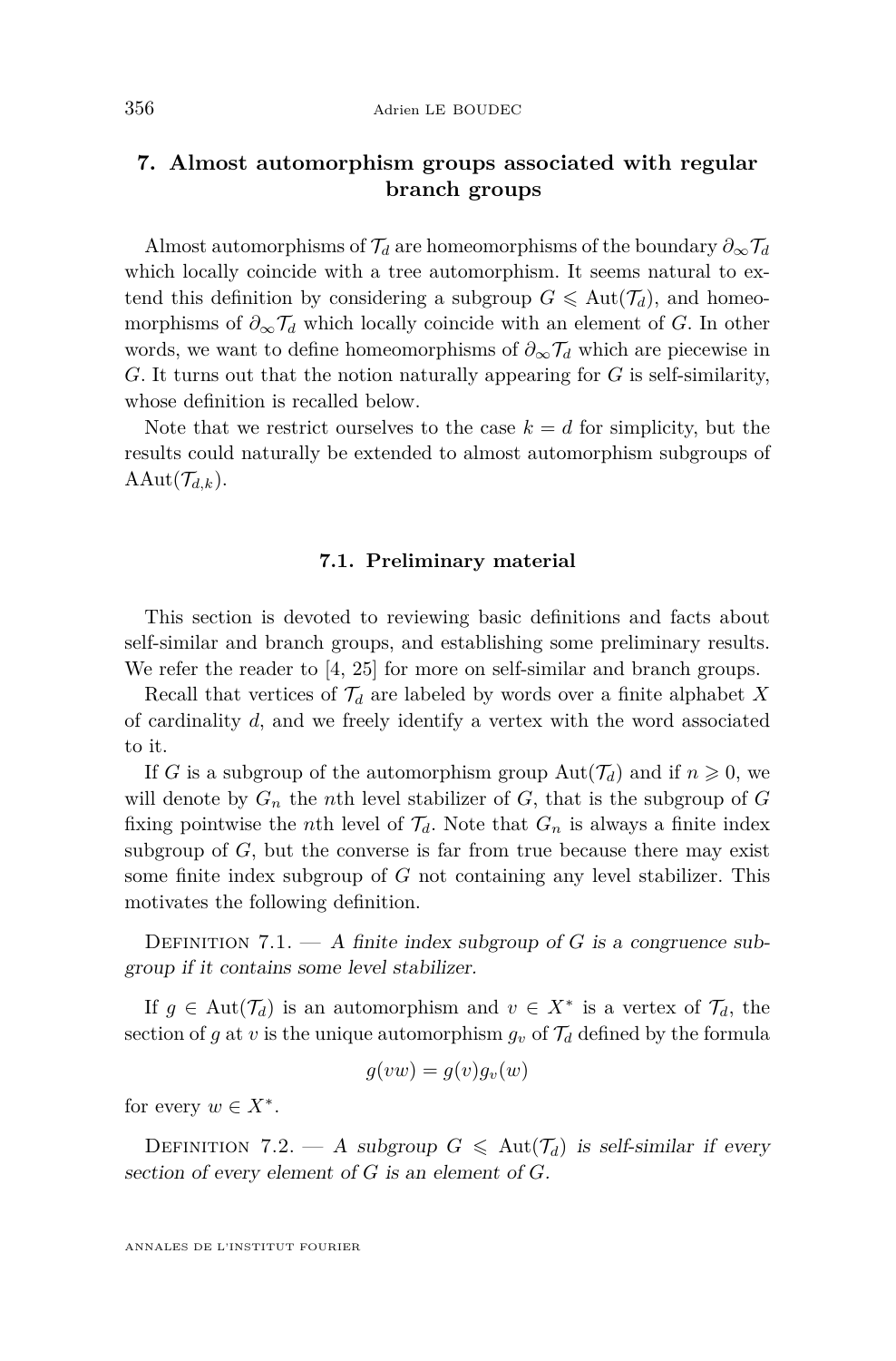## 7. Almost automorphism groups associated with regular branch groups

Almost automorphisms of $\mathcal{T}_d$ are homeomorphisms of the boundary $\partial_\infty \mathcal{T}_d$ which locally coincide with a tree automorphism. It seems natural to extend this definition by considering a subgroup $G \leqslant \mathrm{Aut}(\mathcal{T}_d)$, and homeomorphisms of $\partial_\infty \mathcal{T}_d$ which locally coincide with an element of $G$. In other words, we want to define homeomorphisms of $\partial_\infty \mathcal{T}_d$ which are piecewise in $G$. It turns out that the notion naturally appearing for $G$ is self-similarity, whose definition is recalled below.

Note that we restrict ourselves to the case $k = d$ for simplicity, but the results could naturally be extended to almost automorphism subgroups of $\mathrm{AAut}(\mathcal{T}_{d,k})$.

### 7.1. Preliminary material

This section is devoted to reviewing basic definitions and facts about self-similar and branch groups, and establishing some preliminary results. We refer the reader to [4, 25] for more on self-similar and branch groups.

Recall that vertices of $\mathcal{T}_d$ are labeled by words over a finite alphabet $X$ of cardinality $d$, and we freely identify a vertex with the word associated to it.

If $G$ is a subgroup of the automorphism group $\mathrm{Aut}(\mathcal{T}_d)$ and if $n \geqslant 0$, we will denote by $G_n$ the $n$th level stabilizer of $G$, that is the subgroup of $G$ fixing pointwise the $n$th level of $\mathcal{T}_d$. Note that $G_n$ is always a finite index subgroup of $G$, but the converse is far from true because there may exist some finite index subgroup of $G$ not containing any level stabilizer. This motivates the following definition.

Definition 7.1. — *A finite index subgroup of $G$ is a congruence subgroup if it contains some level stabilizer.*

If $g \in \mathrm{Aut}(\mathcal{T}_d)$ is an automorphism and $v \in X^*$ is a vertex of $\mathcal{T}_d$, the section of $g$ at $v$ is the unique automorphism $g_v$ of $\mathcal{T}_d$ defined by the formula

$$g(vw) = g(v)g_v(w)$$

for every $w \in X^*$.

Definition 7.2. — *A subgroup $G \leqslant \mathrm{Aut}(\mathcal{T}_d)$ is self-similar if every section of every element of $G$ is an element of $G$.*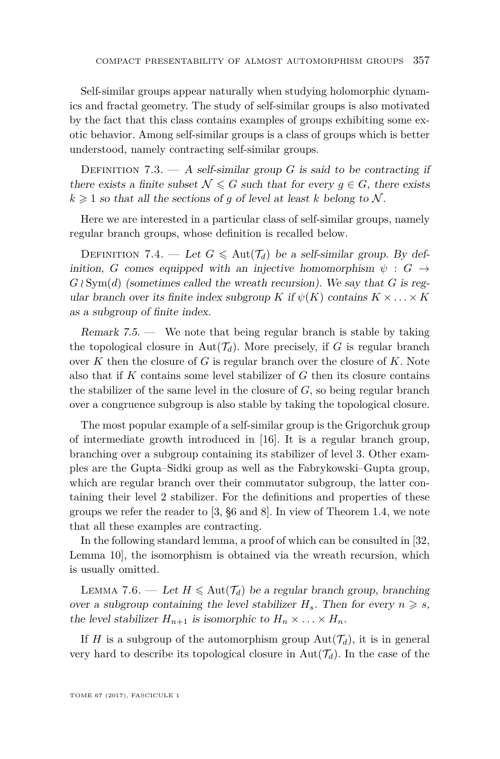Self-similar groups appear naturally when studying holomorphic dynamics and fractal geometry. The study of self-similar groups is also motivated by the fact that this class contains examples of groups exhibiting some exotic behavior. Among self-similar groups is a class of groups which is better understood, namely contracting self-similar groups.

Definition 7.3. — *A self-similar group $G$ is said to be contracting if there exists a finite subset $\mathcal{N} \leqslant G$ such that for every $g \in G$, there exists $k \geqslant 1$ so that all the sections of $g$ of level at least $k$ belong to $\mathcal{N}$.*

Here we are interested in a particular class of self-similar groups, namely regular branch groups, whose definition is recalled below.

Definition 7.4. — *Let $G \leqslant \mathrm{Aut}(\mathcal{T}_d)$ be a self-similar group. By definition, $G$ comes equipped with an injective homomorphism $\psi : G \to G \wr \mathrm{Sym}(d)$ (sometimes called the wreath recursion). We say that $G$ is regular branch over its finite index subgroup $K$ if $\psi(K)$ contains $K \times \ldots \times K$ as a subgroup of finite index.*

*Remark 7.5.* — We note that being regular branch is stable by taking the topological closure in $\mathrm{Aut}(\mathcal{T}_d)$. More precisely, if $G$ is regular branch over $K$ then the closure of $G$ is regular branch over the closure of $K$. Note also that if $K$ contains some level stabilizer of $G$ then its closure contains the stabilizer of the same level in the closure of $G$, so being regular branch over a congruence subgroup is also stable by taking the topological closure.

The most popular example of a self-similar group is the Grigorchuk group of intermediate growth introduced in [16]. It is a regular branch group, branching over a subgroup containing its stabilizer of level 3. Other examples are the Gupta–Sidki group as well as the Fabrykowski–Gupta group, which are regular branch over their commutator subgroup, the latter containing their level 2 stabilizer. For the definitions and properties of these groups we refer the reader to [3, §6 and 8]. In view of Theorem 1.4, we note that all these examples are contracting.

In the following standard lemma, a proof of which can be consulted in [32, Lemma 10], the isomorphism is obtained via the wreath recursion, which is usually omitted.

Lemma 7.6. — *Let $H \leqslant \mathrm{Aut}(\mathcal{T}_d)$ be a regular branch group, branching over a subgroup containing the level stabilizer $H_s$. Then for every $n \geqslant s$, the level stabilizer $H_{n+1}$ is isomorphic to $H_n \times \ldots \times H_n$.*

If $H$ is a subgroup of the automorphism group $\mathrm{Aut}(\mathcal{T}_d)$, it is in general very hard to describe its topological closure in $\mathrm{Aut}(\mathcal{T}_d)$. In the case of the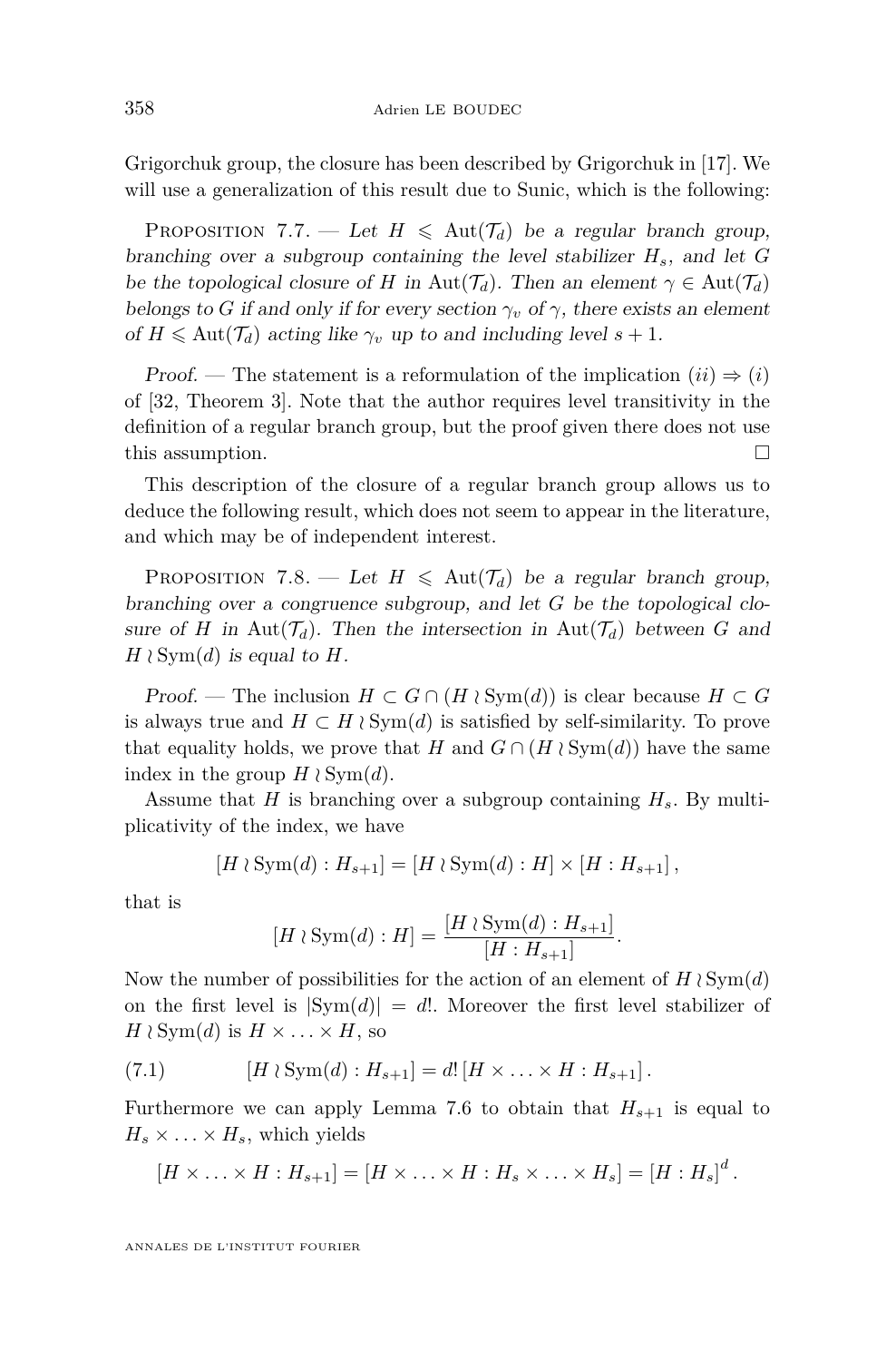Grigorchuk group, the closure has been described by Grigorchuk in [17]. We will use a generalization of this result due to Sunic, which is the following:

Proposition 7.7. — *Let $H \leqslant \mathrm{Aut}(\mathcal{T}_d)$ be a regular branch group, branching over a subgroup containing the level stabilizer $H_s$, and let $G$ be the topological closure of $H$ in $\mathrm{Aut}(\mathcal{T}_d)$. Then an element $\gamma \in \mathrm{Aut}(\mathcal{T}_d)$ belongs to $G$ if and only if for every section $\gamma_v$ of $\gamma$, there exists an element of $H \leqslant \mathrm{Aut}(\mathcal{T}_d)$ acting like $\gamma_v$ up to and including level $s+1$.*

*Proof.* — The statement is a reformulation of the implication $(ii) \Rightarrow (i)$ of [32, Theorem 3]. Note that the author requires level transitivity in the definition of a regular branch group, but the proof given there does not use this assumption. □

This description of the closure of a regular branch group allows us to deduce the following result, which does not seem to appear in the literature, and which may be of independent interest.

Proposition 7.8. — *Let $H \leqslant \mathrm{Aut}(\mathcal{T}_d)$ be a regular branch group, branching over a congruence subgroup, and let $G$ be the topological closure of $H$ in $\mathrm{Aut}(\mathcal{T}_d)$. Then the intersection in $\mathrm{Aut}(\mathcal{T}_d)$ between $G$ and $H \wr \mathrm{Sym}(d)$ is equal to $H$.*

*Proof.* — The inclusion $H \subset G \cap (H \wr \mathrm{Sym}(d))$ is clear because $H \subset G$ is always true and $H \subset H \wr \mathrm{Sym}(d)$ is satisfied by self-similarity. To prove that equality holds, we prove that $H$ and $G \cap (H \wr \mathrm{Sym}(d))$ have the same index in the group $H \wr \mathrm{Sym}(d)$.

Assume that $H$ is branching over a subgroup containing $H_s$. By multiplicativity of the index, we have

$$[H \wr \mathrm{Sym}(d) : H_{s+1}] = [H \wr \mathrm{Sym}(d) : H] \times [H : H_{s+1}],$$

that is

$$[H \wr \mathrm{Sym}(d) : H] = \frac{[H \wr \mathrm{Sym}(d) : H_{s+1}]}{[H : H_{s+1}]}.$$

Now the number of possibilities for the action of an element of $H \wr \mathrm{Sym}(d)$ on the first level is $|\mathrm{Sym}(d)| = d!$. Moreover the first level stabilizer of $H \wr \mathrm{Sym}(d)$ is $H \times \ldots \times H$, so

$$[H \wr \mathrm{Sym}(d) : H_{s+1}] = d! \, [H \times \ldots \times H : H_{s+1}]. \tag{7.1}$$

Furthermore we can apply Lemma 7.6 to obtain that $H_{s+1}$ is equal to $H_s \times \ldots \times H_s$, which yields

$$[H \times \ldots \times H : H_{s+1}] = [H \times \ldots \times H : H_s \times \ldots \times H_s] = [H : H_s]^d.$$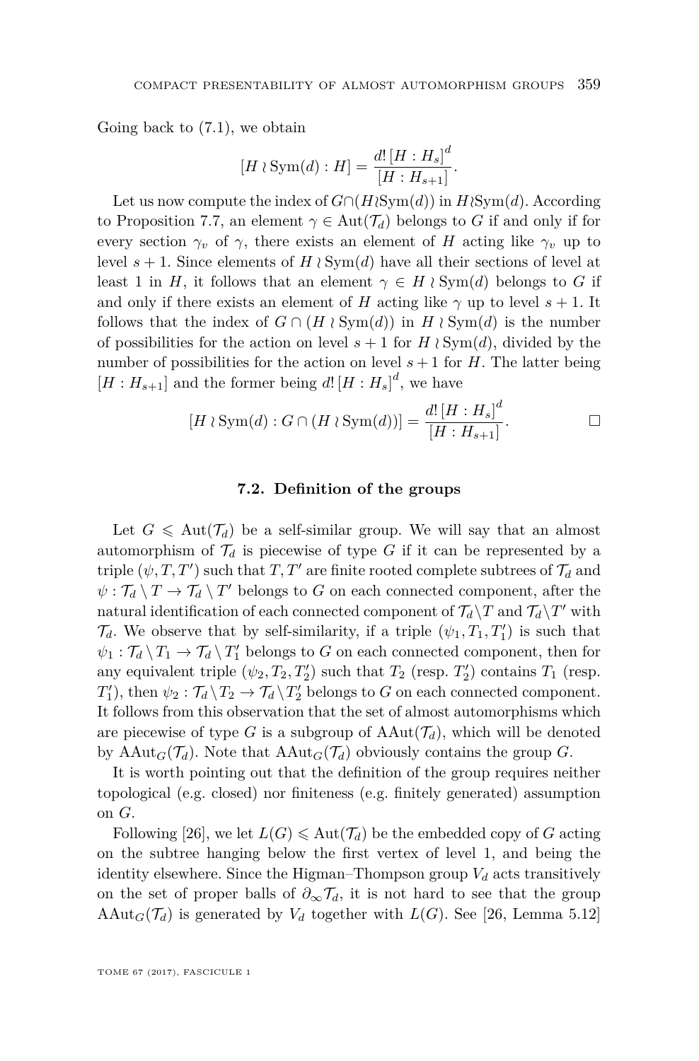Going back to (7.1), we obtain

$$[H \wr \mathrm{Sym}(d) : H] = \frac{d!\,[H : H_s]^d}{[H : H_{s+1}]}.$$

Let us now compute the index of $G \cap (H \wr \mathrm{Sym}(d))$ in $H \wr \mathrm{Sym}(d)$. According to Proposition 7.7, an element $\gamma \in \mathrm{Aut}(\mathcal{T}_d)$ belongs to $G$ if and only if for every section $\gamma_v$ of $\gamma$, there exists an element of $H$ acting like $\gamma_v$ up to level $s+1$. Since elements of $H \wr \mathrm{Sym}(d)$ have all their sections of level at least 1 in $H$, it follows that an element $\gamma \in H \wr \mathrm{Sym}(d)$ belongs to $G$ if and only if there exists an element of $H$ acting like $\gamma$ up to level $s+1$. It follows that the index of $G \cap (H \wr \mathrm{Sym}(d))$ in $H \wr \mathrm{Sym}(d)$ is the number of possibilities for the action on level $s+1$ for $H \wr \mathrm{Sym}(d)$, divided by the number of possibilities for the action on level $s+1$ for $H$. The latter being $[H : H_{s+1}]$ and the former being $d!\,[H : H_s]^d$, we have

$$[H \wr \mathrm{Sym}(d) : G \cap (H \wr \mathrm{Sym}(d))] = \frac{d!\,[H : H_s]^d}{[H : H_{s+1}]}. \qquad \square$$

### 7.2. Definition of the groups

Let $G \leqslant \mathrm{Aut}(\mathcal{T}_d)$ be a self-similar group. We will say that an almost automorphism of $\mathcal{T}_d$ is piecewise of type $G$ if it can be represented by a triple $(\psi, T, T')$ such that $T, T'$ are finite rooted complete subtrees of $\mathcal{T}_d$ and $\psi : \mathcal{T}_d \setminus T \to \mathcal{T}_d \setminus T'$ belongs to $G$ on each connected component, after the natural identification of each connected component of $\mathcal{T}_d \setminus T$ and $\mathcal{T}_d \setminus T'$ with $\mathcal{T}_d$. We observe that by self-similarity, if a triple $(\psi_1, T_1, T_1')$ is such that $\psi_1 : \mathcal{T}_d \setminus T_1 \to \mathcal{T}_d \setminus T_1'$ belongs to $G$ on each connected component, then for any equivalent triple $(\psi_2, T_2, T_2')$ such that $T_2$ (resp. $T_2'$) contains $T_1$ (resp. $T_1'$), then $\psi_2 : \mathcal{T}_d \setminus T_2 \to \mathcal{T}_d \setminus T_2'$ belongs to $G$ on each connected component. It follows from this observation that the set of almost automorphisms which are piecewise of type $G$ is a subgroup of $\mathrm{AAut}(\mathcal{T}_d)$, which will be denoted by $\mathrm{AAut}_G(\mathcal{T}_d)$. Note that $\mathrm{AAut}_G(\mathcal{T}_d)$ obviously contains the group $G$.

It is worth pointing out that the definition of the group requires neither topological (e.g. closed) nor finiteness (e.g. finitely generated) assumption on $G$.

Following [26], we let $L(G) \leqslant \mathrm{Aut}(\mathcal{T}_d)$ be the embedded copy of $G$ acting on the subtree hanging below the first vertex of level 1, and being the identity elsewhere. Since the Higman–Thompson group $V_d$ acts transitively on the set of proper balls of $\partial_\infty \mathcal{T}_d$, it is not hard to see that the group $\mathrm{AAut}_G(\mathcal{T}_d)$ is generated by $V_d$ together with $L(G)$. See [26, Lemma 5.12]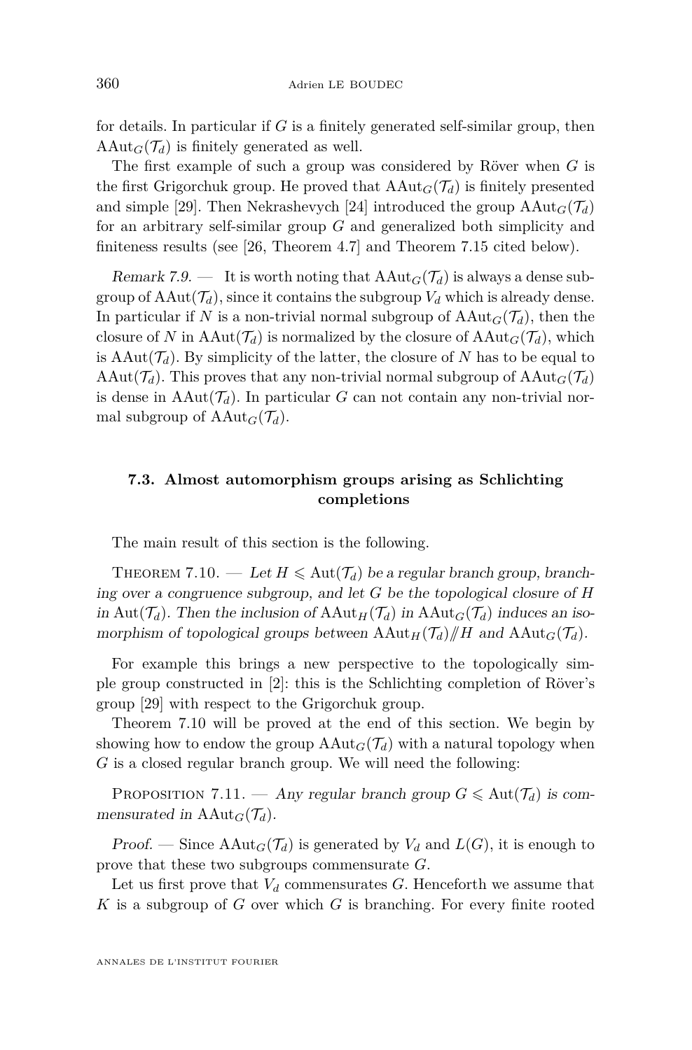for details. In particular if $G$ is a finitely generated self-similar group, then $\mathrm{AAut}_G(\mathcal{T}_d)$ is finitely generated as well.

The first example of such a group was considered by Röver when $G$ is the first Grigorchuk group. He proved that $\mathrm{AAut}_G(\mathcal{T}_d)$ is finitely presented and simple [29]. Then Nekrashevych [24] introduced the group $\mathrm{AAut}_G(\mathcal{T}_d)$ for an arbitrary self-similar group $G$ and generalized both simplicity and finiteness results (see [26, Theorem 4.7] and Theorem 7.15 cited below).

*Remark 7.9.* — It is worth noting that $\mathrm{AAut}_G(\mathcal{T}_d)$ is always a dense subgroup of $\mathrm{AAut}(\mathcal{T}_d)$, since it contains the subgroup $V_d$ which is already dense. In particular if $N$ is a non-trivial normal subgroup of $\mathrm{AAut}_G(\mathcal{T}_d)$, then the closure of $N$ in $\mathrm{AAut}(\mathcal{T}_d)$ is normalized by the closure of $\mathrm{AAut}_G(\mathcal{T}_d)$, which is $\mathrm{AAut}(\mathcal{T}_d)$. By simplicity of the latter, the closure of $N$ has to be equal to $\mathrm{AAut}(\mathcal{T}_d)$. This proves that any non-trivial normal subgroup of $\mathrm{AAut}_G(\mathcal{T}_d)$ is dense in $\mathrm{AAut}(\mathcal{T}_d)$. In particular $G$ can not contain any non-trivial normal subgroup of $\mathrm{AAut}_G(\mathcal{T}_d)$.

### 7.3. Almost automorphism groups arising as Schlichting completions

The main result of this section is the following.

Theorem 7.10. — *Let $H \leqslant \mathrm{Aut}(\mathcal{T}_d)$ be a regular branch group, branching over a congruence subgroup, and let $G$ be the topological closure of $H$ in $\mathrm{Aut}(\mathcal{T}_d)$. Then the inclusion of $\mathrm{AAut}_H(\mathcal{T}_d)$ in $\mathrm{AAut}_G(\mathcal{T}_d)$ induces an isomorphism of topological groups between $\mathrm{AAut}_H(\mathcal{T}_d)/\!\!/H$ and $\mathrm{AAut}_G(\mathcal{T}_d)$.*

For example this brings a new perspective to the topologically simple group constructed in [2]: this is the Schlichting completion of Röver's group [29] with respect to the Grigorchuk group.

Theorem 7.10 will be proved at the end of this section. We begin by showing how to endow the group $\mathrm{AAut}_G(\mathcal{T}_d)$ with a natural topology when $G$ is a closed regular branch group. We will need the following:

Proposition 7.11. — *Any regular branch group $G \leqslant \mathrm{Aut}(\mathcal{T}_d)$ is commensurated in $\mathrm{AAut}_G(\mathcal{T}_d)$.*

*Proof.* — Since $\mathrm{AAut}_G(\mathcal{T}_d)$ is generated by $V_d$ and $L(G)$, it is enough to prove that these two subgroups commensurate $G$.

Let us first prove that $V_d$ commensurates $G$. Henceforth we assume that $K$ is a subgroup of $G$ over which $G$ is branching. For every finite rooted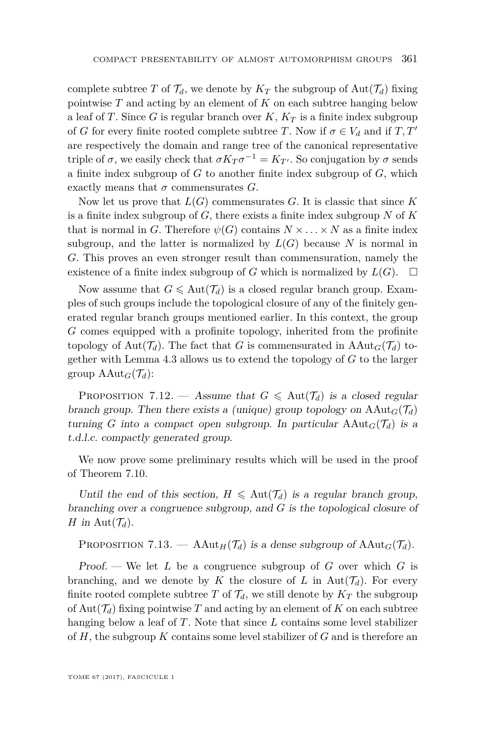complete subtree $T$ of $\mathcal{T}_d$, we denote by $K_T$ the subgroup of $\mathrm{Aut}(\mathcal{T}_d)$ fixing pointwise $T$ and acting by an element of $K$ on each subtree hanging below a leaf of $T$. Since $G$ is regular branch over $K$, $K_T$ is a finite index subgroup of $G$ for every finite rooted complete subtree $T$. Now if $\sigma \in V_d$ and if $T, T'$ are respectively the domain and range tree of the canonical representative triple of $\sigma$, we easily check that $\sigma K_T \sigma^{-1} = K_{T'}$. So conjugation by $\sigma$ sends a finite index subgroup of $G$ to another finite index subgroup of $G$, which exactly means that $\sigma$ commensurates $G$.

Now let us prove that $L(G)$ commensurates $G$. It is classic that since $K$ is a finite index subgroup of $G$, there exists a finite index subgroup $N$ of $K$ that is normal in $G$. Therefore $\psi(G)$ contains $N \times \ldots \times N$ as a finite index subgroup, and the latter is normalized by $L(G)$ because $N$ is normal in $G$. This proves an even stronger result than commensuration, namely the existence of a finite index subgroup of $G$ which is normalized by $L(G)$. $\square$

Now assume that $G \leqslant \mathrm{Aut}(\mathcal{T}_d)$ is a closed regular branch group. Examples of such groups include the topological closure of any of the finitely generated regular branch groups mentioned earlier. In this context, the group $G$ comes equipped with a profinite topology, inherited from the profinite topology of $\mathrm{Aut}(\mathcal{T}_d)$. The fact that $G$ is commensurated in $\mathrm{AAut}_G(\mathcal{T}_d)$ together with Lemma 4.3 allows us to extend the topology of $G$ to the larger group $\mathrm{AAut}_G(\mathcal{T}_d)$:

Proposition 7.12. — *Assume that $G \leqslant \mathrm{Aut}(\mathcal{T}_d)$ is a closed regular branch group. Then there exists a (unique) group topology on $\mathrm{AAut}_G(\mathcal{T}_d)$ turning $G$ into a compact open subgroup. In particular $\mathrm{AAut}_G(\mathcal{T}_d)$ is a t.d.l.c. compactly generated group.*

We now prove some preliminary results which will be used in the proof of Theorem 7.10.

*Until the end of this section, $H \leqslant \mathrm{Aut}(\mathcal{T}_d)$ is a regular branch group, branching over a congruence subgroup, and $G$ is the topological closure of $H$ in $\mathrm{Aut}(\mathcal{T}_d)$.*

Proposition 7.13. — *$\mathrm{AAut}_H(\mathcal{T}_d)$ is a dense subgroup of $\mathrm{AAut}_G(\mathcal{T}_d)$.*

*Proof.* — We let $L$ be a congruence subgroup of $G$ over which $G$ is branching, and we denote by $K$ the closure of $L$ in $\mathrm{Aut}(\mathcal{T}_d)$. For every finite rooted complete subtree $T$ of $\mathcal{T}_d$, we still denote by $K_T$ the subgroup of $\mathrm{Aut}(\mathcal{T}_d)$ fixing pointwise $T$ and acting by an element of $K$ on each subtree hanging below a leaf of $T$. Note that since $L$ contains some level stabilizer of $H$, the subgroup $K$ contains some level stabilizer of $G$ and is therefore an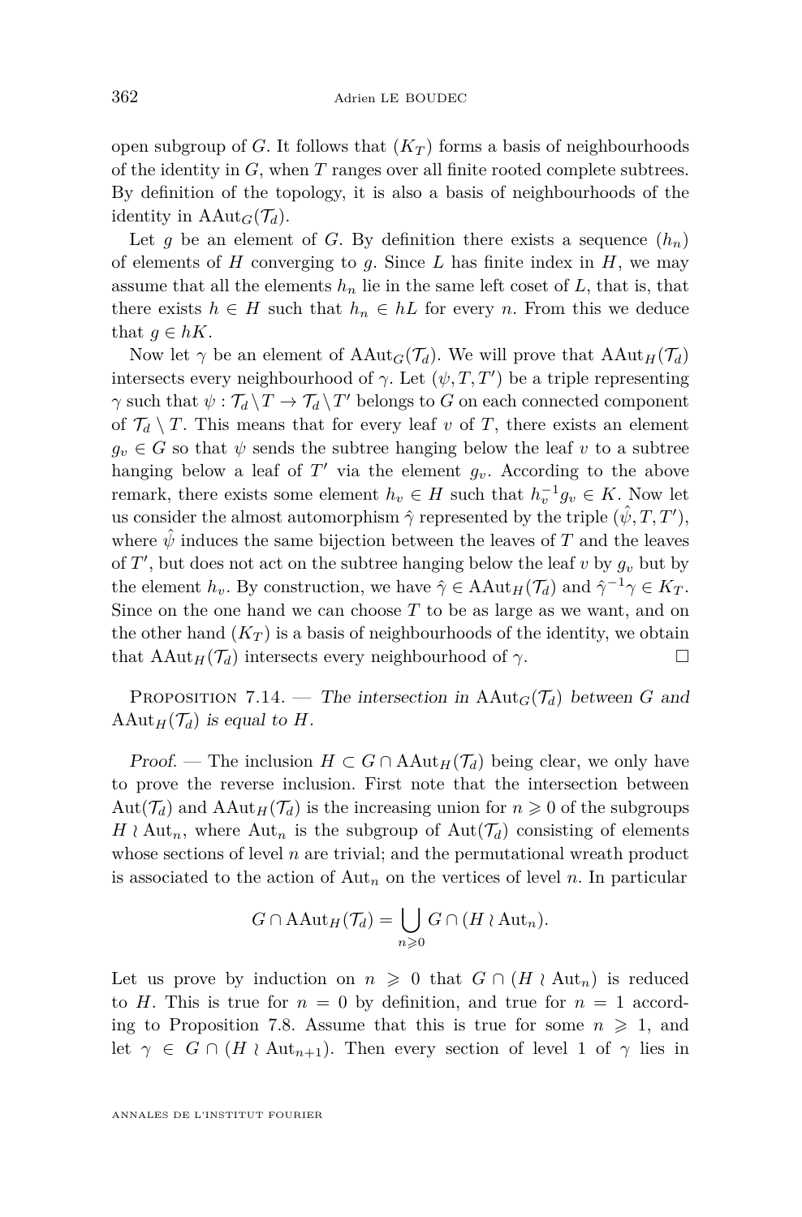open subgroup of $G$. It follows that $(K_T)$ forms a basis of neighbourhoods of the identity in $G$, when $T$ ranges over all finite rooted complete subtrees. By definition of the topology, it is also a basis of neighbourhoods of the identity in $\mathrm{AAut}_G(\mathcal{T}_d)$.

Let $g$ be an element of $G$. By definition there exists a sequence $(h_n)$ of elements of $H$ converging to $g$. Since $L$ has finite index in $H$, we may assume that all the elements $h_n$ lie in the same left coset of $L$, that is, that there exists $h \in H$ such that $h_n \in hL$ for every $n$. From this we deduce that $g \in hK$.

Now let $\gamma$ be an element of $\mathrm{AAut}_G(\mathcal{T}_d)$. We will prove that $\mathrm{AAut}_H(\mathcal{T}_d)$ intersects every neighbourhood of $\gamma$. Let $(\psi, T, T')$ be a triple representing $\gamma$ such that $\psi : \mathcal{T}_d \setminus T \to \mathcal{T}_d \setminus T'$ belongs to $G$ on each connected component of $\mathcal{T}_d \setminus T$. This means that for every leaf $v$ of $T$, there exists an element $g_v \in G$ so that $\psi$ sends the subtree hanging below the leaf $v$ to a subtree hanging below a leaf of $T'$ via the element $g_v$. According to the above remark, there exists some element $h_v \in H$ such that $h_v^{-1} g_v \in K$. Now let us consider the almost automorphism $\hat{\gamma}$ represented by the triple $(\hat{\psi}, T, T')$, where $\hat{\psi}$ induces the same bijection between the leaves of $T$ and the leaves of $T'$, but does not act on the subtree hanging below the leaf $v$ by $g_v$ but by the element $h_v$. By construction, we have $\hat{\gamma} \in \mathrm{AAut}_H(\mathcal{T}_d)$ and $\hat{\gamma}^{-1}\gamma \in K_T$. Since on the one hand we can choose $T$ to be as large as we want, and on the other hand $(K_T)$ is a basis of neighbourhoods of the identity, we obtain that $\mathrm{AAut}_H(\mathcal{T}_d)$ intersects every neighbourhood of $\gamma$. □

Proposition 7.14. — *The intersection in $\mathrm{AAut}_G(\mathcal{T}_d)$ between $G$ and $\mathrm{AAut}_H(\mathcal{T}_d)$ is equal to $H$.*

*Proof.* — The inclusion $H \subset G \cap \mathrm{AAut}_H(\mathcal{T}_d)$ being clear, we only have to prove the reverse inclusion. First note that the intersection between $\mathrm{Aut}(\mathcal{T}_d)$ and $\mathrm{AAut}_H(\mathcal{T}_d)$ is the increasing union for $n \geqslant 0$ of the subgroups $H \wr \mathrm{Aut}_n$, where $\mathrm{Aut}_n$ is the subgroup of $\mathrm{Aut}(\mathcal{T}_d)$ consisting of elements whose sections of level $n$ are trivial; and the permutational wreath product is associated to the action of $\mathrm{Aut}_n$ on the vertices of level $n$. In particular

$$G \cap \mathrm{AAut}_H(\mathcal{T}_d) = \bigcup_{n \geqslant 0} G \cap (H \wr \mathrm{Aut}_n).$$

Let us prove by induction on $n \geqslant 0$ that $G \cap (H \wr \mathrm{Aut}_n)$ is reduced to $H$. This is true for $n = 0$ by definition, and true for $n = 1$ according to Proposition 7.8. Assume that this is true for some $n \geqslant 1$, and let $\gamma \in G \cap (H \wr \mathrm{Aut}_{n+1})$. Then every section of level 1 of $\gamma$ lies in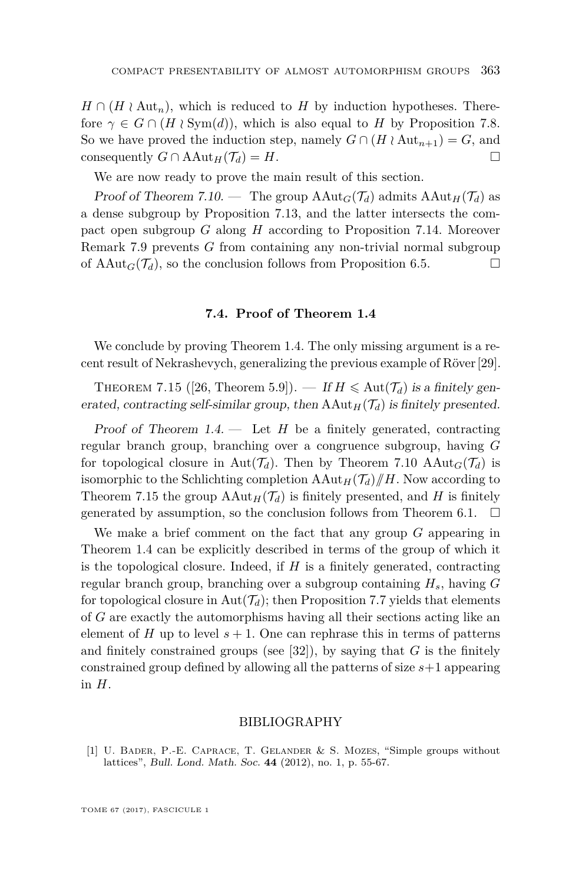$H \cap (H \wr \mathrm{Aut}_n)$, which is reduced to $H$ by induction hypotheses. Therefore $\gamma \in G \cap (H \wr \mathrm{Sym}(d))$, which is also equal to $H$ by Proposition 7.8. So we have proved the induction step, namely $G \cap (H \wr \mathrm{Aut}_{n+1}) = G$, and consequently $G \cap \mathrm{AAut}_H(\mathcal{T}_d) = H$. □

We are now ready to prove the main result of this section.

*Proof of Theorem 7.10.* — The group $\mathrm{AAut}_G(\mathcal{T}_d)$ admits $\mathrm{AAut}_H(\mathcal{T}_d)$ as a dense subgroup by Proposition 7.13, and the latter intersects the compact open subgroup $G$ along $H$ according to Proposition 7.14. Moreover Remark 7.9 prevents $G$ from containing any non-trivial normal subgroup of $\mathrm{AAut}_G(\mathcal{T}_d)$, so the conclusion follows from Proposition 6.5. □

### 7.4. Proof of Theorem 1.4

We conclude by proving Theorem 1.4. The only missing argument is a recent result of Nekrashevych, generalizing the previous example of Röver [29].

Theorem 7.15 ([26, Theorem 5.9]). — *If $H \leqslant \mathrm{Aut}(\mathcal{T}_d)$ is a finitely generated, contracting self-similar group, then $\mathrm{AAut}_H(\mathcal{T}_d)$ is finitely presented.*

*Proof of Theorem 1.4.* — Let $H$ be a finitely generated, contracting regular branch group, branching over a congruence subgroup, having $G$ for topological closure in $\mathrm{Aut}(\mathcal{T}_d)$. Then by Theorem 7.10 $\mathrm{AAut}_G(\mathcal{T}_d)$ is isomorphic to the Schlichting completion $\mathrm{AAut}_H(\mathcal{T}_d) /\!\!/ H$. Now according to Theorem 7.15 the group $\mathrm{AAut}_H(\mathcal{T}_d)$ is finitely presented, and $H$ is finitely generated by assumption, so the conclusion follows from Theorem 6.1. □

We make a brief comment on the fact that any group $G$ appearing in Theorem 1.4 can be explicitly described in terms of the group of which it is the topological closure. Indeed, if $H$ is a finitely generated, contracting regular branch group, branching over a subgroup containing $H_s$, having $G$ for topological closure in $\mathrm{Aut}(\mathcal{T}_d)$; then Proposition 7.7 yields that elements of $G$ are exactly the automorphisms having all their sections acting like an element of $H$ up to level $s+1$. One can rephrase this in terms of patterns and finitely constrained groups (see [32]), by saying that $G$ is the finitely constrained group defined by allowing all the patterns of size $s+1$ appearing in $H$.

## BIBLIOGRAPHY

[1] U. Bader, P.-E. Caprace, T. Gelander & S. Mozes, "Simple groups without lattices", *Bull. Lond. Math. Soc.* **44** (2012), no. 1, p. 55-67.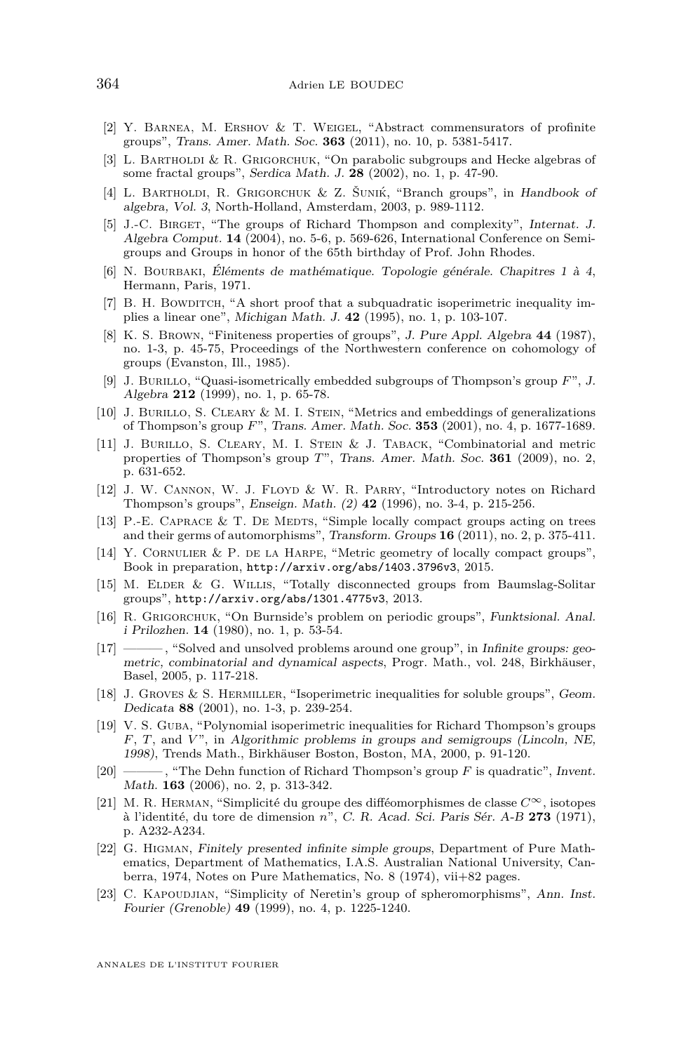[2] Y. Barnea, M. Ershov & T. Weigel, "Abstract commensurators of profinite groups", *Trans. Amer. Math. Soc.* **363** (2011), no. 10, p. 5381-5417.

[3] L. Bartholdi & R. Grigorchuk, "On parabolic subgroups and Hecke algebras of some fractal groups", *Serdica Math. J.* **28** (2002), no. 1, p. 47-90.

[4] L. Bartholdi, R. Grigorchuk & Z. Šunik, "Branch groups", in *Handbook of algebra, Vol. 3*, North-Holland, Amsterdam, 2003, p. 989-1112.

[5] J.-C. Birget, "The groups of Richard Thompson and complexity", *Internat. J. Algebra Comput.* **14** (2004), no. 5-6, p. 569-626, International Conference on Semigroups and Groups in honor of the 65th birthday of Prof. John Rhodes.

[6] N. Bourbaki, *Éléments de mathématique. Topologie générale. Chapitres 1 à 4*, Hermann, Paris, 1971.

[7] B. H. Bowditch, "A short proof that a subquadratic isoperimetric inequality implies a linear one", *Michigan Math. J.* **42** (1995), no. 1, p. 103-107.

[8] K. S. Brown, "Finiteness properties of groups", *J. Pure Appl. Algebra* **44** (1987), no. 1-3, p. 45-75, Proceedings of the Northwestern conference on cohomology of groups (Evanston, Ill., 1985).

[9] J. Burillo, "Quasi-isometrically embedded subgroups of Thompson's group $F$", *J. Algebra* **212** (1999), no. 1, p. 65-78.

[10] J. Burillo, S. Cleary & M. I. Stein, "Metrics and embeddings of generalizations of Thompson's group $F$", *Trans. Amer. Math. Soc.* **353** (2001), no. 4, p. 1677-1689.

[11] J. Burillo, S. Cleary, M. I. Stein & J. Taback, "Combinatorial and metric properties of Thompson's group $T$", *Trans. Amer. Math. Soc.* **361** (2009), no. 2, p. 631-652.

[12] J. W. Cannon, W. J. Floyd & W. R. Parry, "Introductory notes on Richard Thompson's groups", *Enseign. Math. (2)* **42** (1996), no. 3-4, p. 215-256.

[13] P.-E. Caprace & T. De Medts, "Simple locally compact groups acting on trees and their germs of automorphisms", *Transform. Groups* **16** (2011), no. 2, p. 375-411.

[14] Y. Cornulier & P. de la Harpe, "Metric geometry of locally compact groups", Book in preparation, http://arxiv.org/abs/1403.3796v3, 2015.

[15] M. Elder & G. Willis, "Totally disconnected groups from Baumslag-Solitar groups", http://arxiv.org/abs/1301.4775v3, 2013.

[16] R. Grigorchuk, "On Burnside's problem on periodic groups", *Funktsional. Anal. i Prilozhen.* **14** (1980), no. 1, p. 53-54.

[17] ———, "Solved and unsolved problems around one group", in *Infinite groups: geometric, combinatorial and dynamical aspects*, Progr. Math., vol. 248, Birkhäuser, Basel, 2005, p. 117-218.

[18] J. Groves & S. Hermiller, "Isoperimetric inequalities for soluble groups", *Geom. Dedicata* **88** (2001), no. 1-3, p. 239-254.

[19] V. S. Guba, "Polynomial isoperimetric inequalities for Richard Thompson's groups $F$, $T$, and $V$", in *Algorithmic problems in groups and semigroups (Lincoln, NE, 1998)*, Trends Math., Birkhäuser Boston, Boston, MA, 2000, p. 91-120.

[20] ———, "The Dehn function of Richard Thompson's group $F$ is quadratic", *Invent. Math.* **163** (2006), no. 2, p. 313-342.

[21] M. R. Herman, "Simplicité du groupe des difféomorphismes de classe $C^\infty$, isotopes à l'identité, du tore de dimension $n$", *C. R. Acad. Sci. Paris Sér. A-B* **273** (1971), p. A232-A234.

[22] G. Higman, *Finitely presented infinite simple groups*, Department of Pure Mathematics, Department of Mathematics, I.A.S. Australian National University, Canberra, 1974, Notes on Pure Mathematics, No. 8 (1974), vii+82 pages.

[23] C. Kapoudjian, "Simplicity of Neretin's group of spheromorphisms", *Ann. Inst. Fourier (Grenoble)* **49** (1999), no. 4, p. 1225-1240.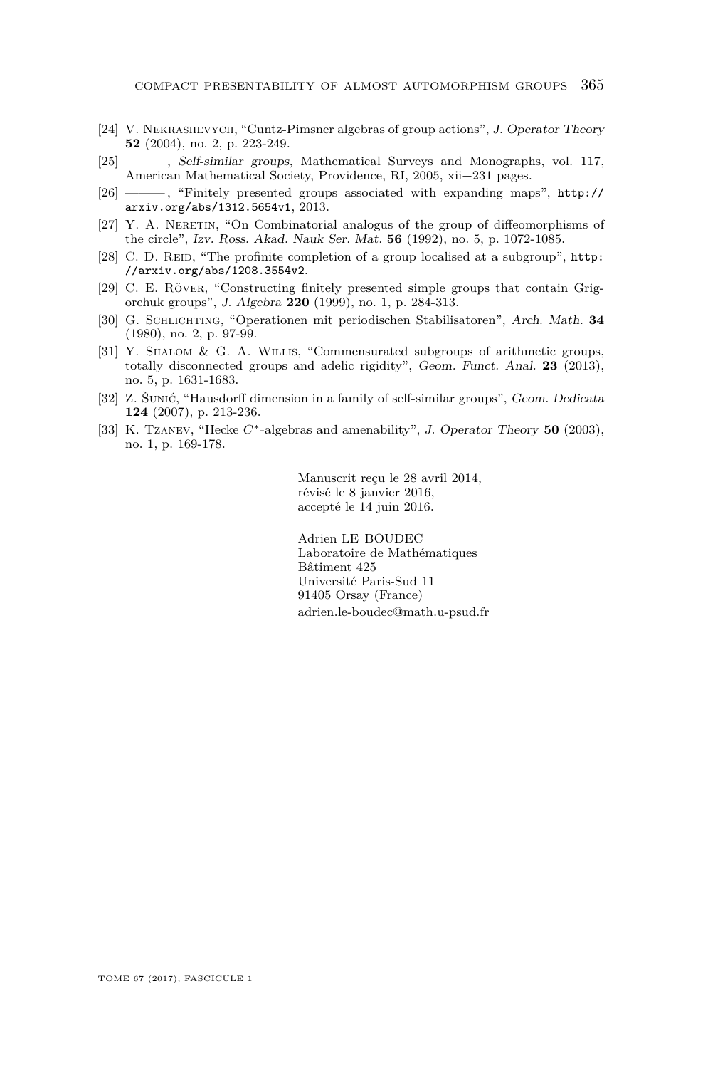[24] V. Nekrashevych, "Cuntz-Pimsner algebras of group actions", *J. Operator Theory* **52** (2004), no. 2, p. 223-249.

[25] ———, *Self-similar groups*, Mathematical Surveys and Monographs, vol. 117, American Mathematical Society, Providence, RI, 2005, xii+231 pages.

[26] ———, "Finitely presented groups associated with expanding maps", `http://arxiv.org/abs/1312.5654v1`, 2013.

[27] Y. A. Neretin, "On Combinatorial analogus of the group of diffeomorphisms of the circle", *Izv. Ross. Akad. Nauk Ser. Mat.* **56** (1992), no. 5, p. 1072-1085.

[28] C. D. Reid, "The profinite completion of a group localised at a subgroup", `http://arxiv.org/abs/1208.3554v2`.

[29] C. E. Röver, "Constructing finitely presented simple groups that contain Grigorchuk groups", *J. Algebra* **220** (1999), no. 1, p. 284-313.

[30] G. Schlichting, "Operationen mit periodischen Stabilisatoren", *Arch. Math.* **34** (1980), no. 2, p. 97-99.

[31] Y. Shalom & G. A. Willis, "Commensurated subgroups of arithmetic groups, totally disconnected groups and adelic rigidity", *Geom. Funct. Anal.* **23** (2013), no. 5, p. 1631-1683.

[32] Z. Šunić, "Hausdorff dimension in a family of self-similar groups", *Geom. Dedicata* **124** (2007), p. 213-236.

[33] K. Tzanev, "Hecke $C^*$-algebras and amenability", *J. Operator Theory* **50** (2003), no. 1, p. 169-178.

Manuscrit reçu le 28 avril 2014,
révisé le 8 janvier 2016,
accepté le 14 juin 2016.

Adrien LE BOUDEC
Laboratoire de Mathématiques
Bâtiment 425
Université Paris-Sud 11
91405 Orsay (France)
adrien.le-boudec@math.u-psud.fr